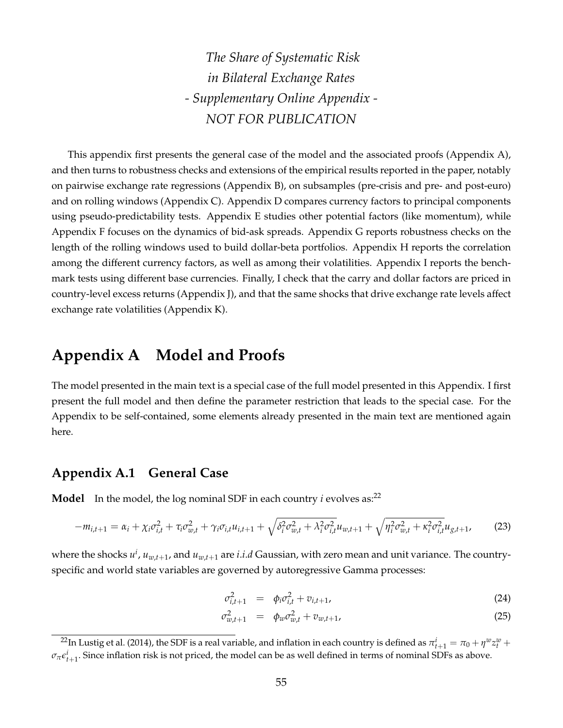*The Share of Systematic Risk*
*in Bilateral Exchange Rates*
*- Supplementary Online Appendix -*
*NOT FOR PUBLICATION*

This appendix first presents the general case of the model and the associated proofs (Appendix A), and then turns to robustness checks and extensions of the empirical results reported in the paper, notably on pairwise exchange rate regressions (Appendix B), on subsamples (pre-crisis and pre- and post-euro) and on rolling windows (Appendix C). Appendix D compares currency factors to principal components using pseudo-predictability tests. Appendix E studies other potential factors (like momentum), while Appendix F focuses on the dynamics of bid-ask spreads. Appendix G reports robustness checks on the length of the rolling windows used to build dollar-beta portfolios. Appendix H reports the correlation among the different currency factors, as well as among their volatilities. Appendix I reports the benchmark tests using different base currencies. Finally, I check that the carry and dollar factors are priced in country-level excess returns (Appendix J), and that the same shocks that drive exchange rate levels affect exchange rate volatilities (Appendix K).

# Appendix A Model and Proofs

The model presented in the main text is a special case of the full model presented in this Appendix. I first present the full model and then define the parameter restriction that leads to the special case. For the Appendix to be self-contained, some elements already presented in the main text are mentioned again here.

## Appendix A.1 General Case

**Model** In the model, the log nominal SDF in each country $i$ evolves as:[22]

$$-m_{i,t+1} = \alpha_i + \chi_i \sigma_{i,t}^2 + \tau_i \sigma_{w,t}^2 + \gamma_i \sigma_{i,t} u_{i,t+1} + \sqrt{\delta_i^2 \sigma_{w,t}^2 + \lambda_i^2 \sigma_{i,t}^2}\, u_{w,t+1} + \sqrt{\eta_i^2 \sigma_{w,t}^2 + \kappa_i^2 \sigma_{i,t}^2}\, u_{g,t+1}, \tag{23}$$

where the shocks $u^i$, $u_{w,t+1}$, and $u_{w,t+1}$ are *i.i.d* Gaussian, with zero mean and unit variance. The country-specific and world state variables are governed by autoregressive Gamma processes:

$$\sigma_{i,t+1}^2 = \phi_i \sigma_{i,t}^2 + v_{i,t+1}, \tag{24}$$

$$\sigma_{w,t+1}^2 = \phi_w \sigma_{w,t}^2 + v_{w,t+1}, \tag{25}$$

[22] In Lustig et al. (2014), the SDF is a real variable, and inflation in each country is defined as $\pi_{t+1}^i = \pi_0 + \eta^w z_t^w + \sigma_\pi \epsilon_{t+1}^i$. Since inflation risk is not priced, the model can be as well defined in terms of nominal SDFs as above.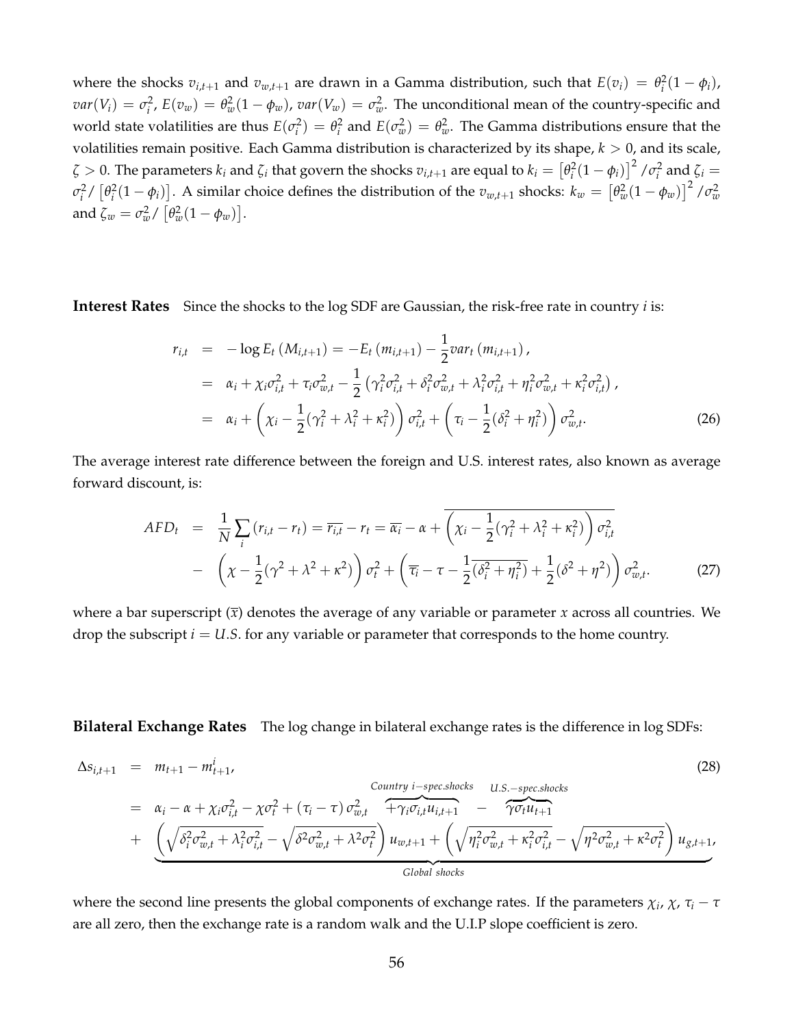where the shocks $v_{i,t+1}$ and $v_{w,t+1}$ are drawn in a Gamma distribution, such that $E(v_i) = \theta_i^2(1-\phi_i)$, $var(V_i) = \sigma_i^2$, $E(v_w) = \theta_w^2(1-\phi_w)$, $var(V_w) = \sigma_w^2$. The unconditional mean of the country-specific and world state volatilities are thus $E(\sigma_i^2) = \theta_i^2$ and $E(\sigma_w^2) = \theta_w^2$. The Gamma distributions ensure that the volatilities remain positive. Each Gamma distribution is characterized by its shape, $k > 0$, and its scale, $\zeta > 0$. The parameters $k_i$ and $\zeta_i$ that govern the shocks $v_{i,t+1}$ are equal to $k_i = \left[\theta_i^2(1-\phi_i)\right]^2/\sigma_i^2$ and $\zeta_i = \sigma_i^2/\left[\theta_i^2(1-\phi_i)\right]$. A similar choice defines the distribution of the $v_{w,t+1}$ shocks: $k_w = \left[\theta_w^2(1-\phi_w)\right]^2/\sigma_w^2$ and $\zeta_w = \sigma_w^2/\left[\theta_w^2(1-\phi_w)\right]$.

**Interest Rates** Since the shocks to the log SDF are Gaussian, the risk-free rate in country $i$ is:

$$
\begin{aligned}
r_{i,t} &= -\log E_t\left(M_{i,t+1}\right) = -E_t\left(m_{i,t+1}\right) - \frac{1}{2}var_t\left(m_{i,t+1}\right), \\
&= \alpha_i + \chi_i\sigma_{i,t}^2 + \tau_i\sigma_{w,t}^2 - \frac{1}{2}\left(\gamma_i^2\sigma_{i,t}^2 + \delta_i^2\sigma_{w,t}^2 + \lambda_i^2\sigma_{i,t}^2 + \eta_i^2\sigma_{w,t}^2 + \kappa_i^2\sigma_{i,t}^2\right), \\
&= \alpha_i + \left(\chi_i - \frac{1}{2}(\gamma_i^2 + \lambda_i^2 + \kappa_i^2)\right)\sigma_{i,t}^2 + \left(\tau_i - \frac{1}{2}(\delta_i^2 + \eta_i^2)\right)\sigma_{w,t}^2. \qquad (26)
\end{aligned}
$$

The average interest rate difference between the foreign and U.S. interest rates, also known as average forward discount, is:

$$
\begin{aligned}
AFD_t &= \frac{1}{N}\sum_i\left(r_{i,t} - r_t\right) = \overline{r_{i,t}} - r_t = \overline{\alpha_i} - \alpha + \overline{\left(\chi_i - \frac{1}{2}(\gamma_i^2 + \lambda_i^2 + \kappa_i^2)\right)\sigma_{i,t}^2} \\
&- \left(\chi - \frac{1}{2}(\gamma^2 + \lambda^2 + \kappa^2)\right)\sigma_t^2 + \left(\overline{\tau_i} - \tau - \frac{1}{2}\overline{(\delta_i^2 + \eta_i^2)} + \frac{1}{2}(\delta^2 + \eta^2)\right)\sigma_{w,t}^2. \qquad (27)
\end{aligned}
$$

where a bar superscript ($\overline{x}$) denotes the average of any variable or parameter $x$ across all countries. We drop the subscript $i = U.S.$ for any variable or parameter that corresponds to the home country.

**Bilateral Exchange Rates** The log change in bilateral exchange rates is the difference in log SDFs:

$$
\begin{aligned}
\Delta s_{i,t+1} &= m_{t+1} - m_{t+1}^i, \qquad (28) \\
&= \alpha_i - \alpha + \chi_i\sigma_{i,t}^2 - \chi\sigma_t^2 + \left(\tau_i - \tau\right)\sigma_{w,t}^2 \overbrace{+\gamma_i\sigma_{i,t}u_{i,t+1}}^{Country\ i-spec.shocks} - \overbrace{\gamma\sigma_t u_{t+1}}^{U.S.-spec.shocks} \\
&+ \underbrace{\left(\sqrt{\delta_i^2\sigma_{w,t}^2 + \lambda_i^2\sigma_{i,t}^2} - \sqrt{\delta^2\sigma_{w,t}^2 + \lambda^2\sigma_t^2}\right)u_{w,t+1} + \left(\sqrt{\eta_i^2\sigma_{w,t}^2 + \kappa_i^2\sigma_{i,t}^2} - \sqrt{\eta^2\sigma_{w,t}^2 + \kappa^2\sigma_t^2}\right)u_{g,t+1}}_{Global\ shocks},
\end{aligned}
$$

where the second line presents the global components of exchange rates. If the parameters $\chi_i$, $\chi$, $\tau_i - \tau$ are all zero, then the exchange rate is a random walk and the U.I.P slope coefficient is zero.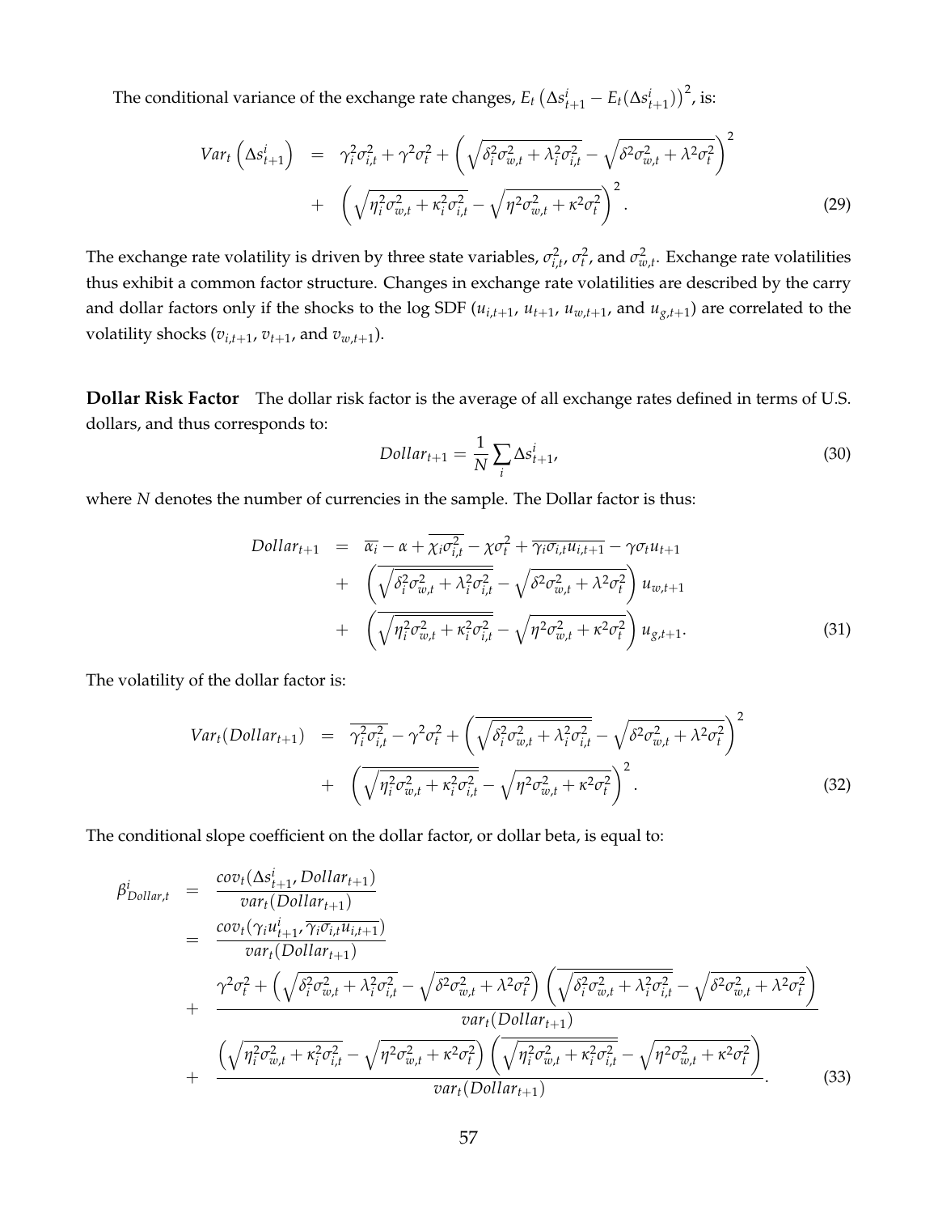The conditional variance of the exchange rate changes, $E_t\left(\Delta s^i_{t+1} - E_t(\Delta s^i_{t+1})\right)^2$, is:

$$
\begin{aligned}
Var_t\left(\Delta s^i_{t+1}\right) &= \gamma_i^2\sigma_{i,t}^2 + \gamma^2\sigma_t^2 + \left(\sqrt{\delta_i^2\sigma_{w,t}^2 + \lambda_i^2\sigma_{i,t}^2} - \sqrt{\delta^2\sigma_{w,t}^2 + \lambda^2\sigma_t^2}\right)^2 \\
&+ \left(\sqrt{\eta_i^2\sigma_{w,t}^2 + \kappa_i^2\sigma_{i,t}^2} - \sqrt{\eta^2\sigma_{w,t}^2 + \kappa^2\sigma_t^2}\right)^2. \qquad (29)
\end{aligned}
$$

The exchange rate volatility is driven by three state variables, $\sigma_{i,t}^2$, $\sigma_t^2$, and $\sigma_{w,t}^2$. Exchange rate volatilities thus exhibit a common factor structure. Changes in exchange rate volatilities are described by the carry and dollar factors only if the shocks to the log SDF ($u_{i,t+1}$, $u_{t+1}$, $u_{w,t+1}$, and $u_{g,t+1}$) are correlated to the volatility shocks ($v_{i,t+1}$, $v_{t+1}$, and $v_{w,t+1}$).

**Dollar Risk Factor** The dollar risk factor is the average of all exchange rates defined in terms of U.S. dollars, and thus corresponds to:

$$
Dollar_{t+1} = \frac{1}{N}\sum_i \Delta s^i_{t+1}, \qquad (30)
$$

where $N$ denotes the number of currencies in the sample. The Dollar factor is thus:

$$
\begin{aligned}
Dollar_{t+1} &= \overline{\alpha_i} - \alpha + \overline{\chi_i\sigma_{i,t}^2} - \chi\sigma_t^2 + \overline{\gamma_i\sigma_{i,t}u_{i,t+1}} - \gamma\sigma_t u_{t+1} \\
&+ \left(\overline{\sqrt{\delta_i^2\sigma_{w,t}^2 + \lambda_i^2\sigma_{i,t}^2}} - \sqrt{\delta^2\sigma_{w,t}^2 + \lambda^2\sigma_t^2}\right) u_{w,t+1} \\
&+ \left(\overline{\sqrt{\eta_i^2\sigma_{w,t}^2 + \kappa_i^2\sigma_{i,t}^2}} - \sqrt{\eta^2\sigma_{w,t}^2 + \kappa^2\sigma_t^2}\right) u_{g,t+1}. \qquad (31)
\end{aligned}
$$

The volatility of the dollar factor is:

$$
\begin{aligned}
Var_t(Dollar_{t+1}) &= \overline{\gamma_i^2\sigma_{i,t}^2} - \gamma^2\sigma_t^2 + \left(\overline{\sqrt{\delta_i^2\sigma_{w,t}^2 + \lambda_i^2\sigma_{i,t}^2}} - \sqrt{\delta^2\sigma_{w,t}^2 + \lambda^2\sigma_t^2}\right)^2 \\
&+ \left(\overline{\sqrt{\eta_i^2\sigma_{w,t}^2 + \kappa_i^2\sigma_{i,t}^2}} - \sqrt{\eta^2\sigma_{w,t}^2 + \kappa^2\sigma_t^2}\right)^2. \qquad (32)
\end{aligned}
$$

The conditional slope coefficient on the dollar factor, or dollar beta, is equal to:

$$
\begin{aligned}
\beta^i_{Dollar,t} &= \frac{cov_t(\Delta s^i_{t+1}, Dollar_{t+1})}{var_t(Dollar_{t+1})} \\
&= \frac{cov_t(\gamma_i u^i_{t+1}, \overline{\gamma_i\sigma_{i,t}u_{i,t+1}})}{var_t(Dollar_{t+1})} \\
&+ \frac{\gamma^2\sigma_t^2 + \left(\sqrt{\delta_i^2\sigma_{w,t}^2 + \lambda_i^2\sigma_{i,t}^2} - \sqrt{\delta^2\sigma_{w,t}^2 + \lambda^2\sigma_t^2}\right)\left(\overline{\sqrt{\delta_i^2\sigma_{w,t}^2 + \lambda_i^2\sigma_{i,t}^2}} - \sqrt{\delta^2\sigma_{w,t}^2 + \lambda^2\sigma_t^2}\right)}{var_t(Dollar_{t+1})} \\
&+ \frac{\left(\sqrt{\eta_i^2\sigma_{w,t}^2 + \kappa_i^2\sigma_{i,t}^2} - \sqrt{\eta^2\sigma_{w,t}^2 + \kappa^2\sigma_t^2}\right)\left(\overline{\sqrt{\eta_i^2\sigma_{w,t}^2 + \kappa_i^2\sigma_{i,t}^2}} - \sqrt{\eta^2\sigma_{w,t}^2 + \kappa^2\sigma_t^2}\right)}{var_t(Dollar_{t+1})}. \qquad (33)
\end{aligned}
$$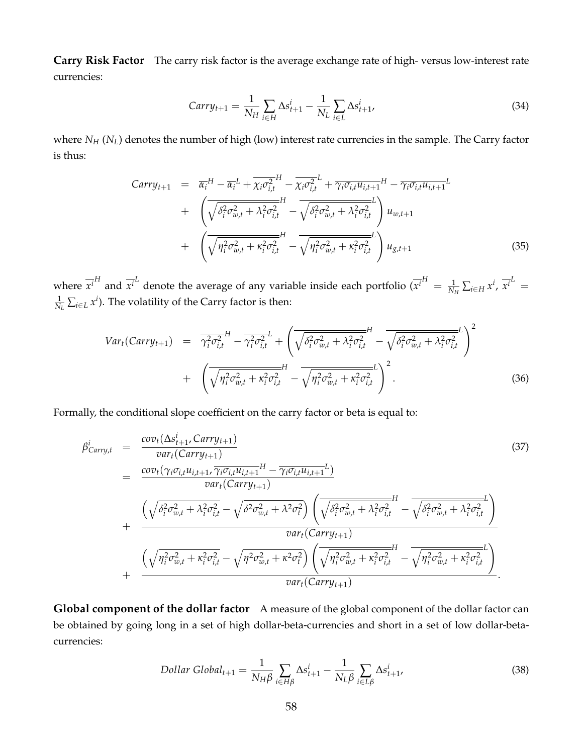**Carry Risk Factor** The carry risk factor is the average exchange rate of high- versus low-interest rate currencies:

$$Carry_{t+1} = \frac{1}{N_H}\sum_{i\in H}\Delta s^i_{t+1} - \frac{1}{N_L}\sum_{i\in L}\Delta s^i_{t+1}, \tag{34}$$

where $N_H$ ($N_L$) denotes the number of high (low) interest rate currencies in the sample. The Carry factor is thus:

$$\begin{aligned}
Carry_{t+1} &= \overline{\alpha_i}^H - \overline{\alpha_i}^L + \overline{\chi_i\sigma^2_{i,t}}^H - \overline{\chi_i\sigma^2_{i,t}}^L + \overline{\gamma_i\sigma_{i,t}u_{i,t+1}}^H - \overline{\gamma_i\sigma_{i,t}u_{i,t+1}}^L \\
&+ \left(\overline{\sqrt{\delta_i^2\sigma^2_{w,t}+\lambda_i^2\sigma^2_{i,t}}}^H - \overline{\sqrt{\delta_i^2\sigma^2_{w,t}+\lambda_i^2\sigma^2_{i,t}}}^L\right)u_{w,t+1} \\
&+ \left(\overline{\sqrt{\eta_i^2\sigma^2_{w,t}+\kappa_i^2\sigma^2_{i,t}}}^H - \overline{\sqrt{\eta_i^2\sigma^2_{w,t}+\kappa_i^2\sigma^2_{i,t}}}^L\right)u_{g,t+1}
\end{aligned} \tag{35}$$

where $\overline{x^i}^H$ and $\overline{x^i}^L$ denote the average of any variable inside each portfolio ($\overline{x^i}^H = \frac{1}{N_H}\sum_{i\in H}x^i$, $\overline{x^i}^L = \frac{1}{N_L}\sum_{i\in L}x^i$). The volatility of the Carry factor is then:

$$\begin{aligned}
Var_t(Carry_{t+1}) &= \overline{\gamma_i^2\sigma^2_{i,t}}^H - \overline{\gamma_i^2\sigma^2_{i,t}}^L + \left(\overline{\sqrt{\delta_i^2\sigma^2_{w,t}+\lambda_i^2\sigma^2_{i,t}}}^H - \overline{\sqrt{\delta_i^2\sigma^2_{w,t}+\lambda_i^2\sigma^2_{i,t}}}^L\right)^2 \\
&+ \left(\overline{\sqrt{\eta_i^2\sigma^2_{w,t}+\kappa_i^2\sigma^2_{i,t}}}^H - \overline{\sqrt{\eta_i^2\sigma^2_{w,t}+\kappa_i^2\sigma^2_{i,t}}}^L\right)^2.
\end{aligned} \tag{36}$$

Formally, the conditional slope coefficient on the carry factor or beta is equal to:

$$\begin{aligned}
\beta^i_{Carry,t} &= \frac{cov_t(\Delta s^i_{t+1}, Carry_{t+1})}{var_t(Carry_{t+1})} \\
&= \frac{cov_t(\gamma_i\sigma_{i,t}u_{i,t+1}, \overline{\gamma_i\sigma_{i,t}u_{i,t+1}}^H - \overline{\gamma_i\sigma_{i,t}u_{i,t+1}}^L)}{var_t(Carry_{t+1})} \\
&+ \frac{\left(\sqrt{\delta_i^2\sigma^2_{w,t}+\lambda_i^2\sigma^2_{i,t}} - \sqrt{\delta^2\sigma^2_{w,t}+\lambda^2\sigma^2_t}\right)\left(\overline{\sqrt{\delta_i^2\sigma^2_{w,t}+\lambda_i^2\sigma^2_{i,t}}}^H - \overline{\sqrt{\delta_i^2\sigma^2_{w,t}+\lambda_i^2\sigma^2_{i,t}}}^L\right)}{var_t(Carry_{t+1})} \\
&+ \frac{\left(\sqrt{\eta_i^2\sigma^2_{w,t}+\kappa_i^2\sigma^2_{i,t}} - \sqrt{\eta^2\sigma^2_{w,t}+\kappa^2\sigma^2_t}\right)\left(\overline{\sqrt{\eta_i^2\sigma^2_{w,t}+\kappa_i^2\sigma^2_{i,t}}}^H - \overline{\sqrt{\eta_i^2\sigma^2_{w,t}+\kappa_i^2\sigma^2_{i,t}}}^L\right)}{var_t(Carry_{t+1})}.
\end{aligned} \tag{37}$$

**Global component of the dollar factor** A measure of the global component of the dollar factor can be obtained by going long in a set of high dollar-beta-currencies and short in a set of low dollar-beta-currencies:

$$Dollar\ Global_{t+1} = \frac{1}{N_H\beta}\sum_{i\in H\beta}\Delta s^i_{t+1} - \frac{1}{N_L\beta}\sum_{i\in L\beta}\Delta s^i_{t+1}, \tag{38}$$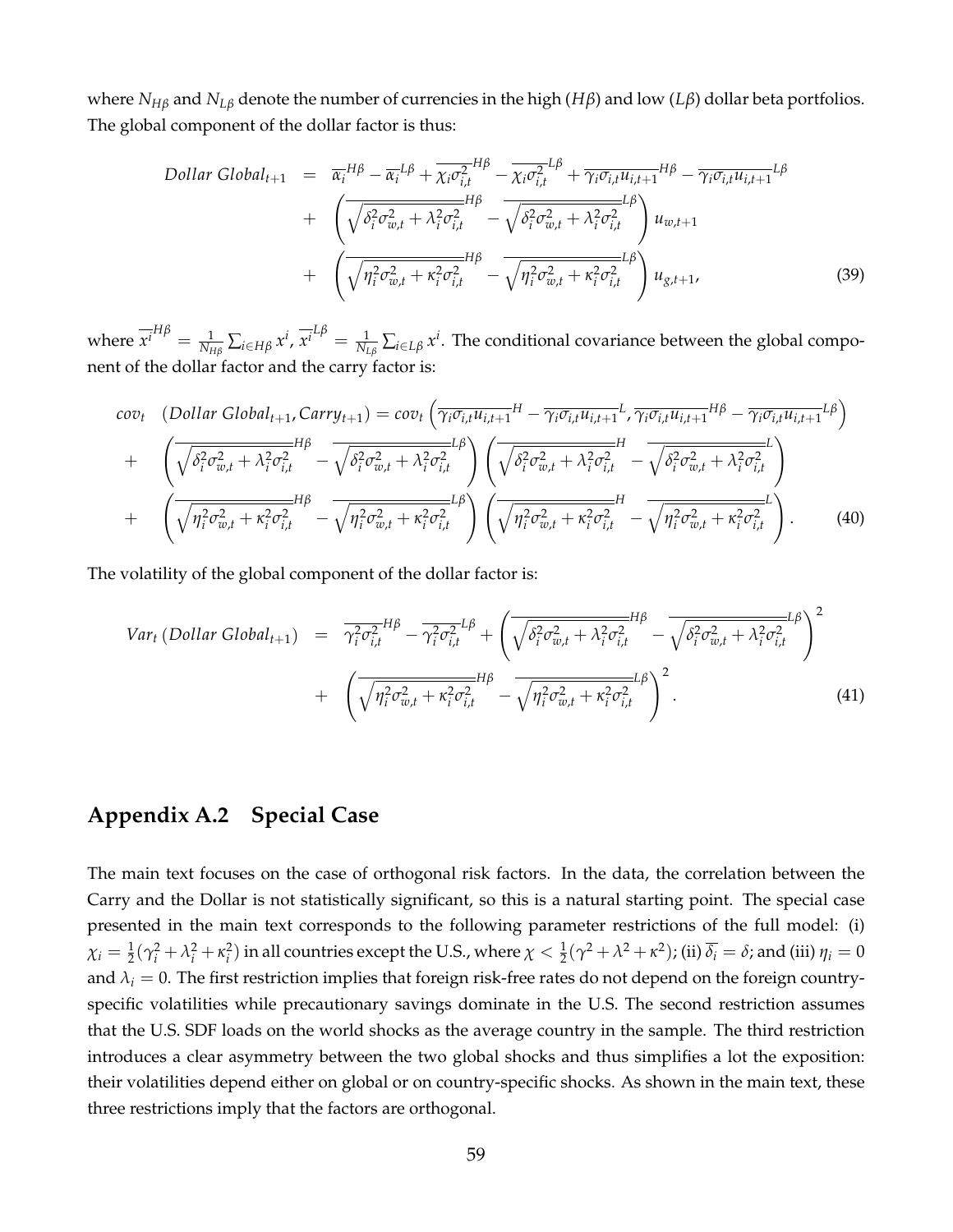where $N_{H\beta}$ and $N_{L\beta}$ denote the number of currencies in the high ($H\beta$) and low ($L\beta$) dollar beta portfolios. The global component of the dollar factor is thus:

$$
\begin{aligned}
Dollar\ Global_{t+1} &= \overline{\alpha_i}^{H\beta} - \overline{\alpha_i}^{L\beta} + \overline{\chi_i \sigma_{i,t}^2}^{H\beta} - \overline{\chi_i \sigma_{i,t}^2}^{L\beta} + \overline{\gamma_i \sigma_{i,t} u_{i,t+1}}^{H\beta} - \overline{\gamma_i \sigma_{i,t} u_{i,t+1}}^{L\beta} \\
&+ \left( \overline{\sqrt{\delta_i^2 \sigma_{w,t}^2 + \lambda_i^2 \sigma_{i,t}^2}}^{H\beta} - \overline{\sqrt{\delta_i^2 \sigma_{w,t}^2 + \lambda_i^2 \sigma_{i,t}^2}}^{L\beta} \right) u_{w,t+1} \\
&+ \left( \overline{\sqrt{\eta_i^2 \sigma_{w,t}^2 + \kappa_i^2 \sigma_{i,t}^2}}^{H\beta} - \overline{\sqrt{\eta_i^2 \sigma_{w,t}^2 + \kappa_i^2 \sigma_{i,t}^2}}^{L\beta} \right) u_{g,t+1}, \qquad (39)
\end{aligned}
$$

where $\overline{x^i}^{H\beta} = \frac{1}{N_{H\beta}} \sum_{i \in H\beta} x^i$, $\overline{x^i}^{L\beta} = \frac{1}{N_{L\beta}} \sum_{i \in L\beta} x^i$. The conditional covariance between the global component of the dollar factor and the carry factor is:

$$
\begin{aligned}
cov_t \quad & (Dollar\ Global_{t+1}, Carry_{t+1}) = cov_t \left( \overline{\gamma_i \sigma_{i,t} u_{i,t+1}}^{H} - \overline{\gamma_i \sigma_{i,t} u_{i,t+1}}^{L}, \overline{\gamma_i \sigma_{i,t} u_{i,t+1}}^{H\beta} - \overline{\gamma_i \sigma_{i,t} u_{i,t+1}}^{L\beta} \right) \\
+ \quad & \left( \overline{\sqrt{\delta_i^2 \sigma_{w,t}^2 + \lambda_i^2 \sigma_{i,t}^2}}^{H\beta} - \overline{\sqrt{\delta_i^2 \sigma_{w,t}^2 + \lambda_i^2 \sigma_{i,t}^2}}^{L\beta} \right) \left( \overline{\sqrt{\delta_i^2 \sigma_{w,t}^2 + \lambda_i^2 \sigma_{i,t}^2}}^{H} - \overline{\sqrt{\delta_i^2 \sigma_{w,t}^2 + \lambda_i^2 \sigma_{i,t}^2}}^{L} \right) \\
+ \quad & \left( \overline{\sqrt{\eta_i^2 \sigma_{w,t}^2 + \kappa_i^2 \sigma_{i,t}^2}}^{H\beta} - \overline{\sqrt{\eta_i^2 \sigma_{w,t}^2 + \kappa_i^2 \sigma_{i,t}^2}}^{L\beta} \right) \left( \overline{\sqrt{\eta_i^2 \sigma_{w,t}^2 + \kappa_i^2 \sigma_{i,t}^2}}^{H} - \overline{\sqrt{\eta_i^2 \sigma_{w,t}^2 + \kappa_i^2 \sigma_{i,t}^2}}^{L} \right). \qquad (40)
\end{aligned}
$$

The volatility of the global component of the dollar factor is:

$$
\begin{aligned}
Var_t \left( Dollar\ Global_{t+1} \right) &= \overline{\gamma_i^2 \sigma_{i,t}^2}^{H\beta} - \overline{\gamma_i^2 \sigma_{i,t}^2}^{L\beta} + \left( \overline{\sqrt{\delta_i^2 \sigma_{w,t}^2 + \lambda_i^2 \sigma_{i,t}^2}}^{H\beta} - \overline{\sqrt{\delta_i^2 \sigma_{w,t}^2 + \lambda_i^2 \sigma_{i,t}^2}}^{L\beta} \right)^2 \\
&+ \left( \overline{\sqrt{\eta_i^2 \sigma_{w,t}^2 + \kappa_i^2 \sigma_{i,t}^2}}^{H\beta} - \overline{\sqrt{\eta_i^2 \sigma_{w,t}^2 + \kappa_i^2 \sigma_{i,t}^2}}^{L\beta} \right)^2. \qquad (41)
\end{aligned}
$$

## Appendix A.2 Special Case

The main text focuses on the case of orthogonal risk factors. In the data, the correlation between the Carry and the Dollar is not statistically significant, so this is a natural starting point. The special case presented in the main text corresponds to the following parameter restrictions of the full model: (i) $\chi_i = \frac{1}{2}(\gamma_i^2 + \lambda_i^2 + \kappa_i^2)$ in all countries except the U.S., where $\chi < \frac{1}{2}(\gamma^2 + \lambda^2 + \kappa^2)$; (ii) $\overline{\delta_i} = \delta$; and (iii) $\eta_i = 0$ and $\lambda_i = 0$. The first restriction implies that foreign risk-free rates do not depend on the foreign country-specific volatilities while precautionary savings dominate in the U.S. The second restriction assumes that the U.S. SDF loads on the world shocks as the average country in the sample. The third restriction introduces a clear asymmetry between the two global shocks and thus simplifies a lot the exposition: their volatilities depend either on global or on country-specific shocks. As shown in the main text, these three restrictions imply that the factors are orthogonal.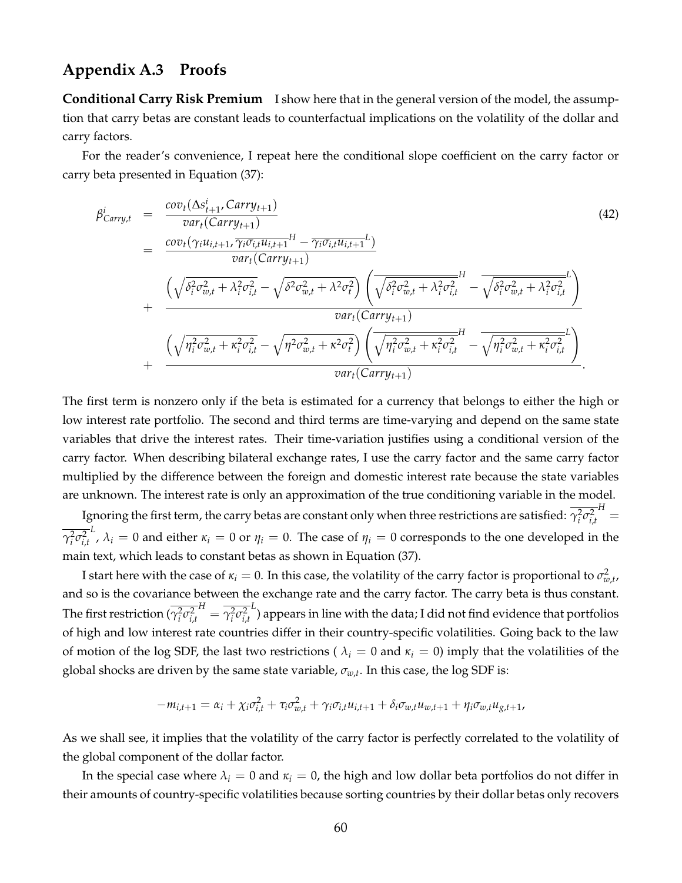## Appendix A.3 Proofs

**Conditional Carry Risk Premium** I show here that in the general version of the model, the assumption that carry betas are constant leads to counterfactual implications on the volatility of the dollar and carry factors.

For the reader's convenience, I repeat here the conditional slope coefficient on the carry factor or carry beta presented in Equation (37):

$$
\begin{aligned}
\beta^i_{Carry,t} &= \frac{cov_t(\Delta s^i_{t+1}, Carry_{t+1})}{var_t(Carry_{t+1})} \\
&= \frac{cov_t(\gamma_i u_{i,t+1}, \overline{\gamma_i \sigma_{i,t} u_{i,t+1}}^H - \overline{\gamma_i \sigma_{i,t} u_{i,t+1}}^L)}{var_t(Carry_{t+1})} \\
&+ \frac{\left(\sqrt{\delta_i^2 \sigma_{w,t}^2 + \lambda_i^2 \sigma_{i,t}^2} - \sqrt{\delta^2 \sigma_{w,t}^2 + \lambda^2 \sigma_t^2}\right)\left(\overline{\sqrt{\delta_i^2 \sigma_{w,t}^2 + \lambda_i^2 \sigma_{i,t}^2}}^H - \overline{\sqrt{\delta_i^2 \sigma_{w,t}^2 + \lambda_i^2 \sigma_{i,t}^2}}^L\right)}{var_t(Carry_{t+1})} \\
&+ \frac{\left(\sqrt{\eta_i^2 \sigma_{w,t}^2 + \kappa_i^2 \sigma_{i,t}^2} - \sqrt{\eta^2 \sigma_{w,t}^2 + \kappa^2 \sigma_t^2}\right)\left(\overline{\sqrt{\eta_i^2 \sigma_{w,t}^2 + \kappa_i^2 \sigma_{i,t}^2}}^H - \overline{\sqrt{\eta_i^2 \sigma_{w,t}^2 + \kappa_i^2 \sigma_{i,t}^2}}^L\right)}{var_t(Carry_{t+1})}.
\end{aligned}
\tag{42}
$$

The first term is nonzero only if the beta is estimated for a currency that belongs to either the high or low interest rate portfolio. The second and third terms are time-varying and depend on the same state variables that drive the interest rates. Their time-variation justifies using a conditional version of the carry factor. When describing bilateral exchange rates, I use the carry factor and the same carry factor multiplied by the difference between the foreign and domestic interest rate because the state variables are unknown. The interest rate is only an approximation of the true conditioning variable in the model.

Ignoring the first term, the carry betas are constant only when three restrictions are satisfied: $\overline{\gamma_i^2 \sigma_{i,t}^2}^H = \overline{\gamma_i^2 \sigma_{i,t}^2}^L$, $\lambda_i = 0$ and either $\kappa_i = 0$ or $\eta_i = 0$. The case of $\eta_i = 0$ corresponds to the one developed in the main text, which leads to constant betas as shown in Equation (37).

I start here with the case of $\kappa_i = 0$. In this case, the volatility of the carry factor is proportional to $\sigma_{w,t}^2$, and so is the covariance between the exchange rate and the carry factor. The carry beta is thus constant. The first restriction ($\overline{\gamma_i^2 \sigma_{i,t}^2}^H = \overline{\gamma_i^2 \sigma_{i,t}^2}^L$) appears in line with the data; I did not find evidence that portfolios of high and low interest rate countries differ in their country-specific volatilities. Going back to the law of motion of the log SDF, the last two restrictions ( $\lambda_i = 0$ and $\kappa_i = 0$) imply that the volatilities of the global shocks are driven by the same state variable, $\sigma_{w,t}$. In this case, the log SDF is:

$$
-m_{i,t+1} = \alpha_i + \chi_i \sigma_{i,t}^2 + \tau_i \sigma_{w,t}^2 + \gamma_i \sigma_{i,t} u_{i,t+1} + \delta_i \sigma_{w,t} u_{w,t+1} + \eta_i \sigma_{w,t} u_{g,t+1},
$$

As we shall see, it implies that the volatility of the carry factor is perfectly correlated to the volatility of the global component of the dollar factor.

In the special case where $\lambda_i = 0$ and $\kappa_i = 0$, the high and low dollar beta portfolios do not differ in their amounts of country-specific volatilities because sorting countries by their dollar betas only recovers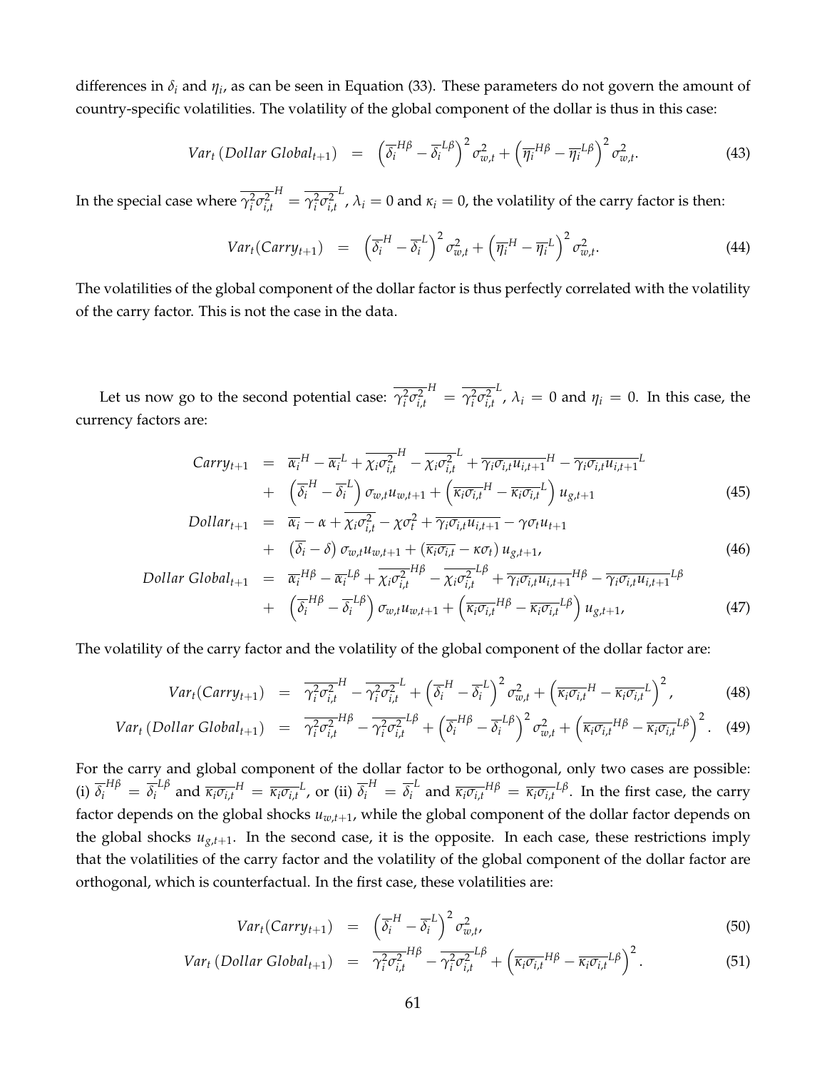differences in $\delta_i$ and $\eta_i$, as can be seen in Equation (33). These parameters do not govern the amount of country-specific volatilities. The volatility of the global component of the dollar is thus in this case:

$$
Var_t\left(Dollar\ Global_{t+1}\right) = \left(\overline{\delta_i}^{H\beta} - \overline{\delta_i}^{L\beta}\right)^2 \sigma_{w,t}^2 + \left(\overline{\eta_i}^{H\beta} - \overline{\eta_i}^{L\beta}\right)^2 \sigma_{w,t}^2. \tag{43}
$$

In the special case where $\overline{\gamma_i^2 \sigma_{i,t}^2}^H = \overline{\gamma_i^2 \sigma_{i,t}^2}^L$, $\lambda_i = 0$ and $\kappa_i = 0$, the volatility of the carry factor is then:

$$
Var_t(Carry_{t+1}) = \left(\overline{\delta_i}^H - \overline{\delta_i}^L\right)^2 \sigma_{w,t}^2 + \left(\overline{\eta_i}^H - \overline{\eta_i}^L\right)^2 \sigma_{w,t}^2. \tag{44}
$$

The volatilities of the global component of the dollar factor is thus perfectly correlated with the volatility of the carry factor. This is not the case in the data.

Let us now go to the second potential case: $\overline{\gamma_i^2 \sigma_{i,t}^2}^H = \overline{\gamma_i^2 \sigma_{i,t}^2}^L$, $\lambda_i = 0$ and $\eta_i = 0$. In this case, the currency factors are:

$$
\begin{aligned}
Carry_{t+1} &= \overline{\alpha_i}^H - \overline{\alpha_i}^L + \overline{\chi_i \sigma_{i,t}^2}^H - \overline{\chi_i \sigma_{i,t}^2}^L + \overline{\gamma_i \sigma_{i,t} u_{i,t+1}}^H - \overline{\gamma_i \sigma_{i,t} u_{i,t+1}}^L \\
&+ \left(\overline{\delta_i}^H - \overline{\delta_i}^L\right) \sigma_{w,t} u_{w,t+1} + \left(\overline{\kappa_i \sigma_{i,t}}^H - \overline{\kappa_i \sigma_{i,t}}^L\right) u_{g,t+1} \qquad (45) \\
Dollar_{t+1} &= \overline{\alpha_i} - \alpha + \overline{\chi_i \sigma_{i,t}^2} - \chi \sigma_t^2 + \overline{\gamma_i \sigma_{i,t} u_{i,t+1}} - \gamma \sigma_t u_{t+1} \\
&+ \left(\overline{\delta_i} - \delta\right) \sigma_{w,t} u_{w,t+1} + \left(\overline{\kappa_i \sigma_{i,t}} - \kappa \sigma_t\right) u_{g,t+1}, \qquad (46) \\
Dollar\ Global_{t+1} &= \overline{\alpha_i}^{H\beta} - \overline{\alpha_i}^{L\beta} + \overline{\chi_i \sigma_{i,t}^2}^{H\beta} - \overline{\chi_i \sigma_{i,t}^2}^{L\beta} + \overline{\gamma_i \sigma_{i,t} u_{i,t+1}}^{H\beta} - \overline{\gamma_i \sigma_{i,t} u_{i,t+1}}^{L\beta} \\
&+ \left(\overline{\delta_i}^{H\beta} - \overline{\delta_i}^{L\beta}\right) \sigma_{w,t} u_{w,t+1} + \left(\overline{\kappa_i \sigma_{i,t}}^{H\beta} - \overline{\kappa_i \sigma_{i,t}}^{L\beta}\right) u_{g,t+1}, \qquad (47)
\end{aligned}
$$

The volatility of the carry factor and the volatility of the global component of the dollar factor are:

$$
\begin{aligned}
Var_t(Carry_{t+1}) &= \overline{\gamma_i^2 \sigma_{i,t}^2}^H - \overline{\gamma_i^2 \sigma_{i,t}^2}^L + \left(\overline{\delta_i}^H - \overline{\delta_i}^L\right)^2 \sigma_{w,t}^2 + \left(\overline{\kappa_i \sigma_{i,t}}^H - \overline{\kappa_i \sigma_{i,t}}^L\right)^2, \qquad (48) \\
Var_t\left(Dollar\ Global_{t+1}\right) &= \overline{\gamma_i^2 \sigma_{i,t}^2}^{H\beta} - \overline{\gamma_i^2 \sigma_{i,t}^2}^{L\beta} + \left(\overline{\delta_i}^{H\beta} - \overline{\delta_i}^{L\beta}\right)^2 \sigma_{w,t}^2 + \left(\overline{\kappa_i \sigma_{i,t}}^{H\beta} - \overline{\kappa_i \sigma_{i,t}}^{L\beta}\right)^2. \qquad (49)
\end{aligned}
$$

For the carry and global component of the dollar factor to be orthogonal, only two cases are possible: (i) $\overline{\delta_i}^{H\beta} = \overline{\delta_i}^{L\beta}$ and $\overline{\kappa_i \sigma_{i,t}}^H = \overline{\kappa_i \sigma_{i,t}}^L$, or (ii) $\overline{\delta_i}^H = \overline{\delta_i}^L$ and $\overline{\kappa_i \sigma_{i,t}}^{H\beta} = \overline{\kappa_i \sigma_{i,t}}^{L\beta}$. In the first case, the carry factor depends on the global shocks $u_{w,t+1}$, while the global component of the dollar factor depends on the global shocks $u_{g,t+1}$. In the second case, it is the opposite. In each case, these restrictions imply that the volatilities of the carry factor and the volatility of the global component of the dollar factor are orthogonal, which is counterfactual. In the first case, these volatilities are:

$$
\begin{aligned}
Var_t(Carry_{t+1}) &= \left(\overline{\delta_i}^H - \overline{\delta_i}^L\right)^2 \sigma_{w,t}^2, \qquad (50) \\
Var_t\left(Dollar\ Global_{t+1}\right) &= \overline{\gamma_i^2 \sigma_{i,t}^2}^{H\beta} - \overline{\gamma_i^2 \sigma_{i,t}^2}^{L\beta} + \left(\overline{\kappa_i \sigma_{i,t}}^{H\beta} - \overline{\kappa_i \sigma_{i,t}}^{L\beta}\right)^2. \qquad (51)
\end{aligned}
$$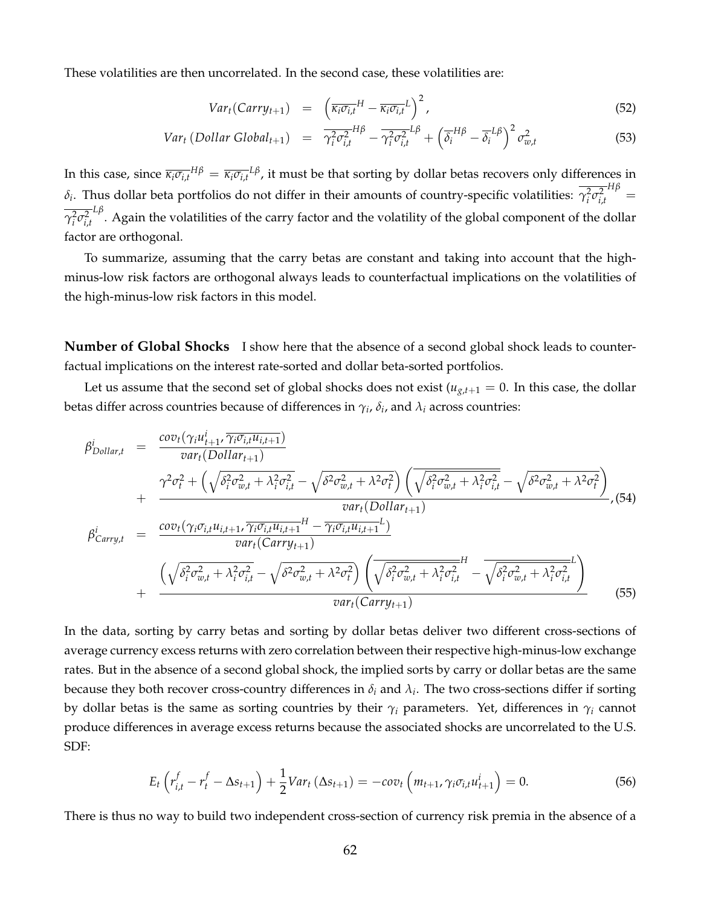These volatilities are then uncorrelated. In the second case, these volatilities are:

$$
\begin{aligned}
Var_t(Carry_{t+1}) &= \left(\overline{\kappa_i \sigma_{i,t}}^H - \overline{\kappa_i \sigma_{i,t}}^L\right)^2, && (52)\\
Var_t\left(Dollar\ Global_{t+1}\right) &= \overline{\gamma_i^2 \sigma_{i,t}^2}^{H\beta} - \overline{\gamma_i^2 \sigma_{i,t}^2}^{L\beta} + \left(\overline{\delta_i}^{H\beta} - \overline{\delta_i}^{L\beta}\right)^2 \sigma_{w,t}^2 && (53)
\end{aligned}
$$

In this case, since $\overline{\kappa_i \sigma_{i,t}}^{H\beta} = \overline{\kappa_i \sigma_{i,t}}^{L\beta}$, it must be that sorting by dollar betas recovers only differences in $\delta_i$. Thus dollar beta portfolios do not differ in their amounts of country-specific volatilities: $\overline{\gamma_i^2 \sigma_{i,t}^2}^{H\beta} = \overline{\gamma_i^2 \sigma_{i,t}^2}^{L\beta}$. Again the volatilities of the carry factor and the volatility of the global component of the dollar factor are orthogonal.

To summarize, assuming that the carry betas are constant and taking into account that the high-minus-low risk factors are orthogonal always leads to counterfactual implications on the volatilities of the high-minus-low risk factors in this model.

**Number of Global Shocks** I show here that the absence of a second global shock leads to counterfactual implications on the interest rate-sorted and dollar beta-sorted portfolios.

Let us assume that the second set of global shocks does not exist ($u_{g,t+1} = 0$. In this case, the dollar betas differ across countries because of differences in $\gamma_i$, $\delta_i$, and $\lambda_i$ across countries:

$$
\begin{aligned}
\beta^i_{Dollar,t} &= \frac{cov_t(\gamma_i u^i_{t+1}, \overline{\gamma_i \sigma_{i,t} u_{i,t+1}})}{var_t(Dollar_{t+1})} \\
&+ \frac{\gamma^2 \sigma_t^2 + \left(\sqrt{\delta_i^2 \sigma_{w,t}^2 + \lambda_i^2 \sigma_{i,t}^2} - \sqrt{\delta^2 \sigma_{w,t}^2 + \lambda^2 \sigma_t^2}\right)\left(\overline{\sqrt{\delta_i^2 \sigma_{w,t}^2 + \lambda_i^2 \sigma_{i,t}^2}} - \sqrt{\delta^2 \sigma_{w,t}^2 + \lambda^2 \sigma_t^2}\right)}{var_t(Dollar_{t+1})}, && (54)\\
\beta^i_{Carry,t} &= \frac{cov_t(\gamma_i \sigma_{i,t} u_{i,t+1}, \overline{\gamma_i \sigma_{i,t} u_{i,t+1}}^H - \overline{\gamma_i \sigma_{i,t} u_{i,t+1}}^L)}{var_t(Carry_{t+1})} \\
&+ \frac{\left(\sqrt{\delta_i^2 \sigma_{w,t}^2 + \lambda_i^2 \sigma_{i,t}^2} - \sqrt{\delta^2 \sigma_{w,t}^2 + \lambda^2 \sigma_t^2}\right)\left(\overline{\sqrt{\delta_i^2 \sigma_{w,t}^2 + \lambda_i^2 \sigma_{i,t}^2}}^H - \overline{\sqrt{\delta_i^2 \sigma_{w,t}^2 + \lambda_i^2 \sigma_{i,t}^2}}^L\right)}{var_t(Carry_{t+1})} && (55)
\end{aligned}
$$

In the data, sorting by carry betas and sorting by dollar betas deliver two different cross-sections of average currency excess returns with zero correlation between their respective high-minus-low exchange rates. But in the absence of a second global shock, the implied sorts by carry or dollar betas are the same because they both recover cross-country differences in $\delta_i$ and $\lambda_i$. The two cross-sections differ if sorting by dollar betas is the same as sorting countries by their $\gamma_i$ parameters. Yet, differences in $\gamma_i$ cannot produce differences in average excess returns because the associated shocks are uncorrelated to the U.S. SDF:

$$
E_t\left(r^f_{i,t} - r^f_t - \Delta s_{t+1}\right) + \frac{1}{2} Var_t\left(\Delta s_{t+1}\right) = -cov_t\left(m_{t+1}, \gamma_i \sigma_{i,t} u^i_{t+1}\right) = 0. \qquad (56)
$$

There is thus no way to build two independent cross-section of currency risk premia in the absence of a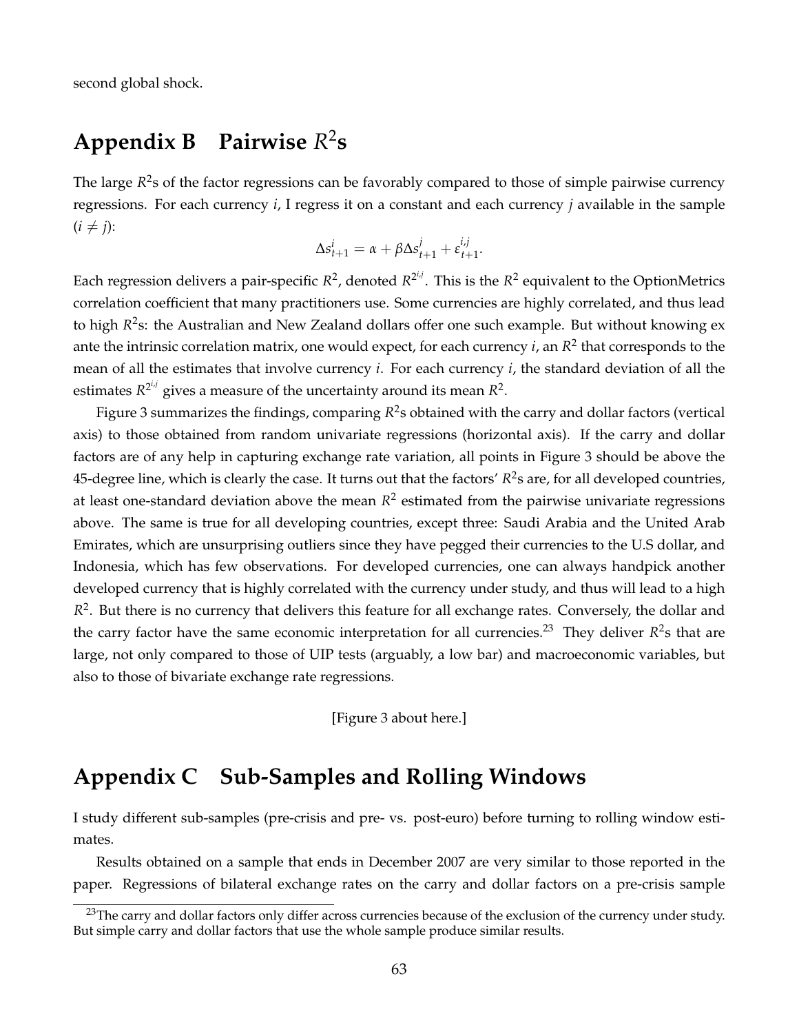second global shock.

# Appendix B Pairwise $R^2$s

The large $R^2$s of the factor regressions can be favorably compared to those of simple pairwise currency regressions. For each currency $i$, I regress it on a constant and each currency $j$ available in the sample ($i \neq j$):

$$\Delta s^i_{t+1} = \alpha + \beta \Delta s^j_{t+1} + \varepsilon^{i,j}_{t+1}.$$

Each regression delivers a pair-specific $R^2$, denoted $R^{2^{i,j}}$. This is the $R^2$ equivalent to the OptionMetrics correlation coefficient that many practitioners use. Some currencies are highly correlated, and thus lead to high $R^2$s: the Australian and New Zealand dollars offer one such example. But without knowing ex ante the intrinsic correlation matrix, one would expect, for each currency $i$, an $R^2$ that corresponds to the mean of all the estimates that involve currency $i$. For each currency $i$, the standard deviation of all the estimates $R^{2^{i,j}}$ gives a measure of the uncertainty around its mean $R^2$.

Figure 3 summarizes the findings, comparing $R^2$s obtained with the carry and dollar factors (vertical axis) to those obtained from random univariate regressions (horizontal axis). If the carry and dollar factors are of any help in capturing exchange rate variation, all points in Figure 3 should be above the 45-degree line, which is clearly the case. It turns out that the factors' $R^2$s are, for all developed countries, at least one-standard deviation above the mean $R^2$ estimated from the pairwise univariate regressions above. The same is true for all developing countries, except three: Saudi Arabia and the United Arab Emirates, which are unsurprising outliers since they have pegged their currencies to the U.S dollar, and Indonesia, which has few observations. For developed currencies, one can always handpick another developed currency that is highly correlated with the currency under study, and thus will lead to a high $R^2$. But there is no currency that delivers this feature for all exchange rates. Conversely, the dollar and the carry factor have the same economic interpretation for all currencies.[23] They deliver $R^2$s that are large, not only compared to those of UIP tests (arguably, a low bar) and macroeconomic variables, but also to those of bivariate exchange rate regressions.

[Figure 3 about here.]

# Appendix C Sub-Samples and Rolling Windows

I study different sub-samples (pre-crisis and pre- vs. post-euro) before turning to rolling window estimates.

Results obtained on a sample that ends in December 2007 are very similar to those reported in the paper. Regressions of bilateral exchange rates on the carry and dollar factors on a pre-crisis sample

[23] The carry and dollar factors only differ across currencies because of the exclusion of the currency under study. But simple carry and dollar factors that use the whole sample produce similar results.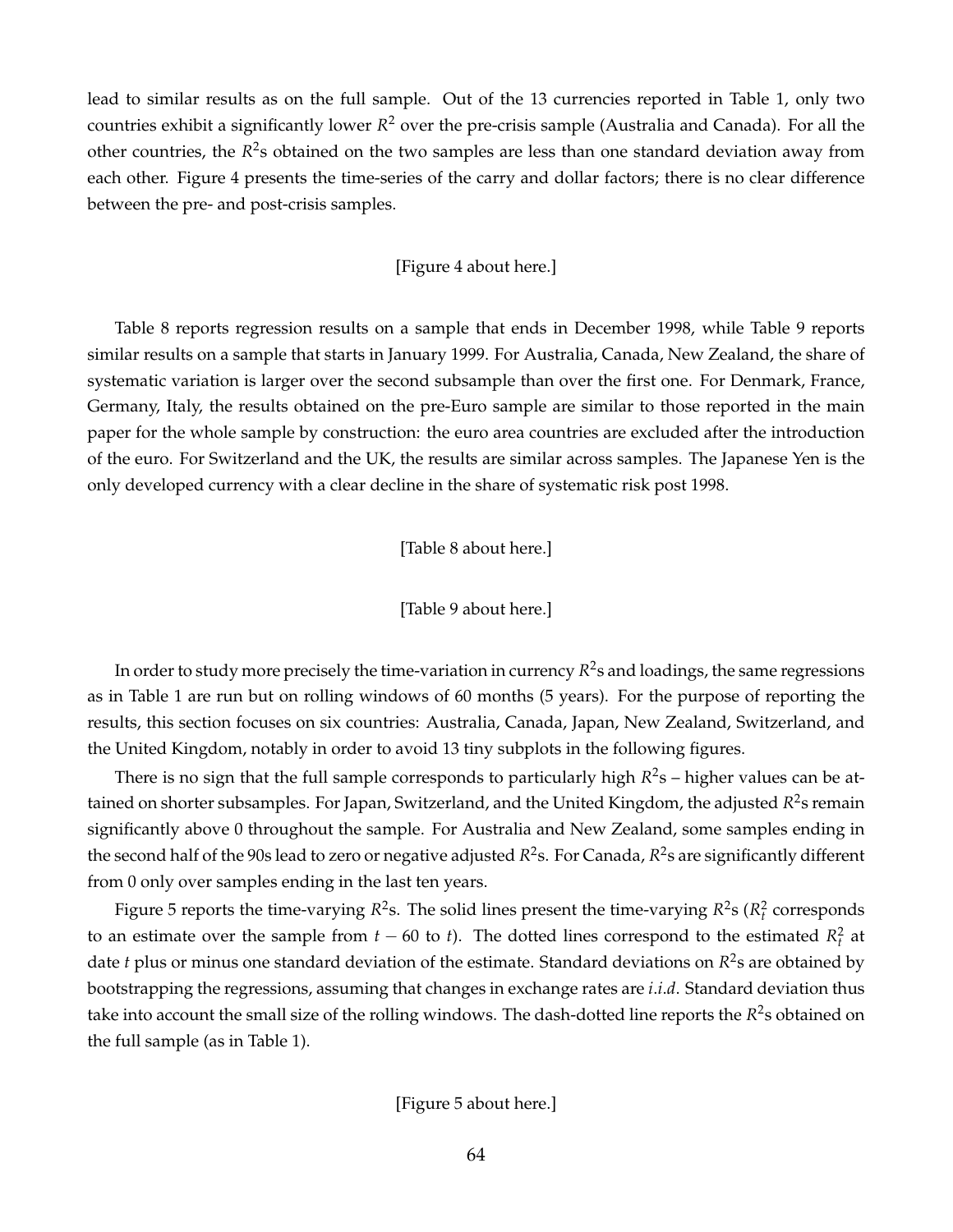lead to similar results as on the full sample. Out of the 13 currencies reported in Table 1, only two countries exhibit a significantly lower $R^2$ over the pre-crisis sample (Australia and Canada). For all the other countries, the $R^2$s obtained on the two samples are less than one standard deviation away from each other. Figure 4 presents the time-series of the carry and dollar factors; there is no clear difference between the pre- and post-crisis samples.

[Figure 4 about here.]

Table 8 reports regression results on a sample that ends in December 1998, while Table 9 reports similar results on a sample that starts in January 1999. For Australia, Canada, New Zealand, the share of systematic variation is larger over the second subsample than over the first one. For Denmark, France, Germany, Italy, the results obtained on the pre-Euro sample are similar to those reported in the main paper for the whole sample by construction: the euro area countries are excluded after the introduction of the euro. For Switzerland and the UK, the results are similar across samples. The Japanese Yen is the only developed currency with a clear decline in the share of systematic risk post 1998.

[Table 8 about here.]

[Table 9 about here.]

In order to study more precisely the time-variation in currency $R^2$s and loadings, the same regressions as in Table 1 are run but on rolling windows of 60 months (5 years). For the purpose of reporting the results, this section focuses on six countries: Australia, Canada, Japan, New Zealand, Switzerland, and the United Kingdom, notably in order to avoid 13 tiny subplots in the following figures.

There is no sign that the full sample corresponds to particularly high $R^2$s – higher values can be attained on shorter subsamples. For Japan, Switzerland, and the United Kingdom, the adjusted $R^2$s remain significantly above 0 throughout the sample. For Australia and New Zealand, some samples ending in the second half of the 90s lead to zero or negative adjusted $R^2$s. For Canada, $R^2$s are significantly different from 0 only over samples ending in the last ten years.

Figure 5 reports the time-varying $R^2$s. The solid lines present the time-varying $R^2$s ($R_t^2$ corresponds to an estimate over the sample from $t-60$ to $t$). The dotted lines correspond to the estimated $R_t^2$ at date $t$ plus or minus one standard deviation of the estimate. Standard deviations on $R^2$s are obtained by bootstrapping the regressions, assuming that changes in exchange rates are *i.i.d*. Standard deviation thus take into account the small size of the rolling windows. The dash-dotted line reports the $R^2$s obtained on the full sample (as in Table 1).

[Figure 5 about here.]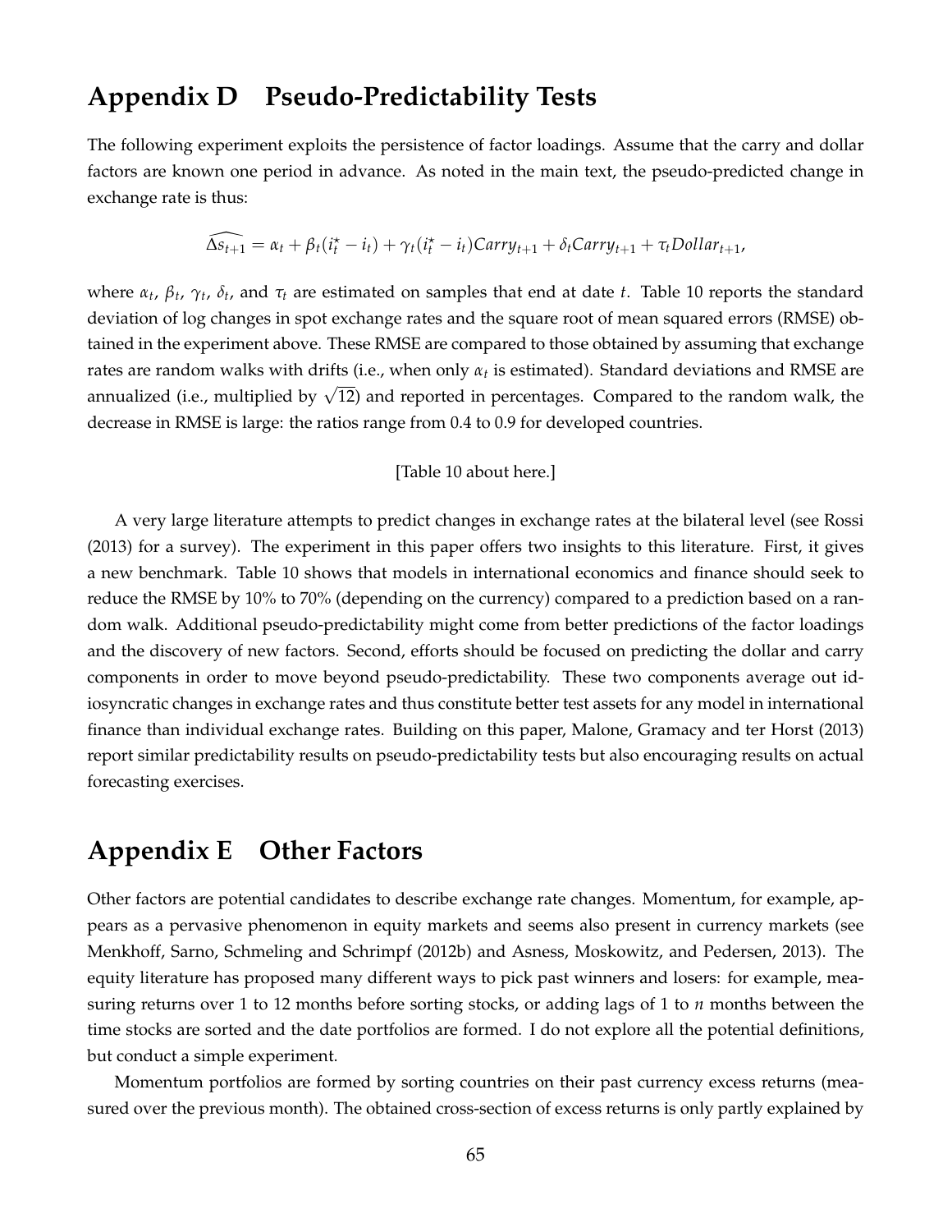# Appendix D Pseudo-Predictability Tests

The following experiment exploits the persistence of factor loadings. Assume that the carry and dollar factors are known one period in advance. As noted in the main text, the pseudo-predicted change in exchange rate is thus:

$$\widehat{\Delta s_{t+1}} = \alpha_t + \beta_t(i_t^\star - i_t) + \gamma_t(i_t^\star - i_t)Carry_{t+1} + \delta_t Carry_{t+1} + \tau_t Dollar_{t+1},$$

where $\alpha_t$, $\beta_t$, $\gamma_t$, $\delta_t$, and $\tau_t$ are estimated on samples that end at date $t$. Table 10 reports the standard deviation of log changes in spot exchange rates and the square root of mean squared errors (RMSE) obtained in the experiment above. These RMSE are compared to those obtained by assuming that exchange rates are random walks with drifts (i.e., when only $\alpha_t$ is estimated). Standard deviations and RMSE are annualized (i.e., multiplied by $\sqrt{12}$) and reported in percentages. Compared to the random walk, the decrease in RMSE is large: the ratios range from 0.4 to 0.9 for developed countries.

[Table 10 about here.]

A very large literature attempts to predict changes in exchange rates at the bilateral level (see Rossi (2013) for a survey). The experiment in this paper offers two insights to this literature. First, it gives a new benchmark. Table 10 shows that models in international economics and finance should seek to reduce the RMSE by 10% to 70% (depending on the currency) compared to a prediction based on a random walk. Additional pseudo-predictability might come from better predictions of the factor loadings and the discovery of new factors. Second, efforts should be focused on predicting the dollar and carry components in order to move beyond pseudo-predictability. These two components average out idiosyncratic changes in exchange rates and thus constitute better test assets for any model in international finance than individual exchange rates. Building on this paper, Malone, Gramacy and ter Horst (2013) report similar predictability results on pseudo-predictability tests but also encouraging results on actual forecasting exercises.

# Appendix E Other Factors

Other factors are potential candidates to describe exchange rate changes. Momentum, for example, appears as a pervasive phenomenon in equity markets and seems also present in currency markets (see Menkhoff, Sarno, Schmeling and Schrimpf (2012b) and Asness, Moskowitz, and Pedersen, 2013). The equity literature has proposed many different ways to pick past winners and losers: for example, measuring returns over 1 to 12 months before sorting stocks, or adding lags of 1 to $n$ months between the time stocks are sorted and the date portfolios are formed. I do not explore all the potential definitions, but conduct a simple experiment.

Momentum portfolios are formed by sorting countries on their past currency excess returns (measured over the previous month). The obtained cross-section of excess returns is only partly explained by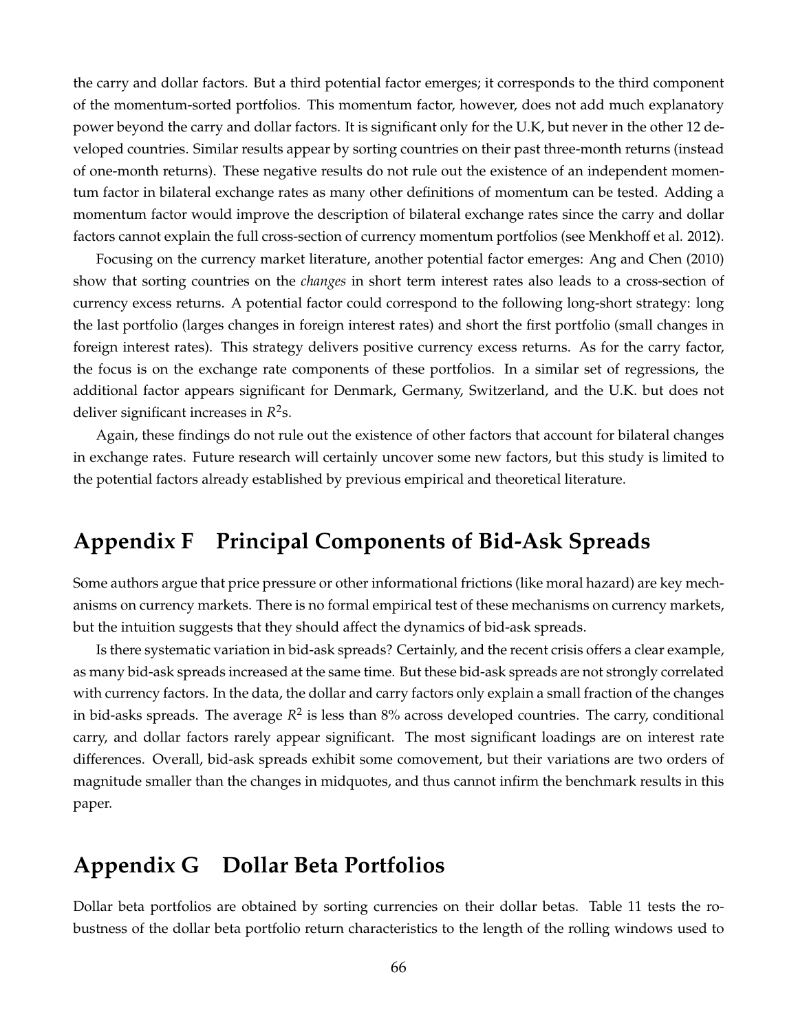the carry and dollar factors. But a third potential factor emerges; it corresponds to the third component of the momentum-sorted portfolios. This momentum factor, however, does not add much explanatory power beyond the carry and dollar factors. It is significant only for the U.K, but never in the other 12 developed countries. Similar results appear by sorting countries on their past three-month returns (instead of one-month returns). These negative results do not rule out the existence of an independent momentum factor in bilateral exchange rates as many other definitions of momentum can be tested. Adding a momentum factor would improve the description of bilateral exchange rates since the carry and dollar factors cannot explain the full cross-section of currency momentum portfolios (see Menkhoff et al. 2012).

Focusing on the currency market literature, another potential factor emerges: Ang and Chen (2010) show that sorting countries on the *changes* in short term interest rates also leads to a cross-section of currency excess returns. A potential factor could correspond to the following long-short strategy: long the last portfolio (larges changes in foreign interest rates) and short the first portfolio (small changes in foreign interest rates). This strategy delivers positive currency excess returns. As for the carry factor, the focus is on the exchange rate components of these portfolios. In a similar set of regressions, the additional factor appears significant for Denmark, Germany, Switzerland, and the U.K. but does not deliver significant increases in $R^2$s.

Again, these findings do not rule out the existence of other factors that account for bilateral changes in exchange rates. Future research will certainly uncover some new factors, but this study is limited to the potential factors already established by previous empirical and theoretical literature.

# Appendix F Principal Components of Bid-Ask Spreads

Some authors argue that price pressure or other informational frictions (like moral hazard) are key mechanisms on currency markets. There is no formal empirical test of these mechanisms on currency markets, but the intuition suggests that they should affect the dynamics of bid-ask spreads.

Is there systematic variation in bid-ask spreads? Certainly, and the recent crisis offers a clear example, as many bid-ask spreads increased at the same time. But these bid-ask spreads are not strongly correlated with currency factors. In the data, the dollar and carry factors only explain a small fraction of the changes in bid-asks spreads. The average $R^2$ is less than 8% across developed countries. The carry, conditional carry, and dollar factors rarely appear significant. The most significant loadings are on interest rate differences. Overall, bid-ask spreads exhibit some comovement, but their variations are two orders of magnitude smaller than the changes in midquotes, and thus cannot infirm the benchmark results in this paper.

# Appendix G Dollar Beta Portfolios

Dollar beta portfolios are obtained by sorting currencies on their dollar betas. Table 11 tests the robustness of the dollar beta portfolio return characteristics to the length of the rolling windows used to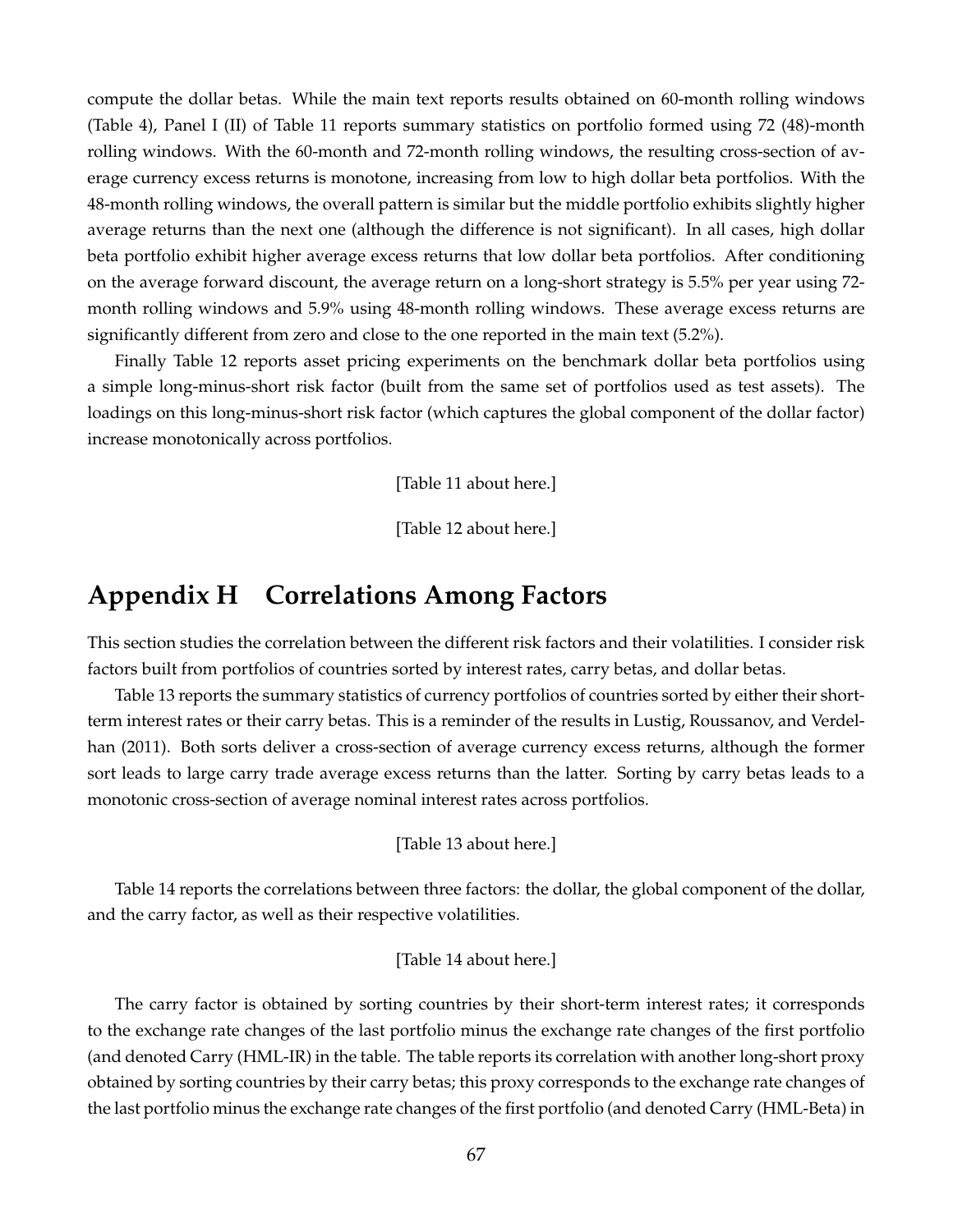compute the dollar betas. While the main text reports results obtained on 60-month rolling windows (Table 4), Panel I (II) of Table 11 reports summary statistics on portfolio formed using 72 (48)-month rolling windows. With the 60-month and 72-month rolling windows, the resulting cross-section of average currency excess returns is monotone, increasing from low to high dollar beta portfolios. With the 48-month rolling windows, the overall pattern is similar but the middle portfolio exhibits slightly higher average returns than the next one (although the difference is not significant). In all cases, high dollar beta portfolio exhibit higher average excess returns that low dollar beta portfolios. After conditioning on the average forward discount, the average return on a long-short strategy is 5.5% per year using 72-month rolling windows and 5.9% using 48-month rolling windows. These average excess returns are significantly different from zero and close to the one reported in the main text (5.2%).

Finally Table 12 reports asset pricing experiments on the benchmark dollar beta portfolios using a simple long-minus-short risk factor (built from the same set of portfolios used as test assets). The loadings on this long-minus-short risk factor (which captures the global component of the dollar factor) increase monotonically across portfolios.

[Table 11 about here.]

[Table 12 about here.]

# Appendix H Correlations Among Factors

This section studies the correlation between the different risk factors and their volatilities. I consider risk factors built from portfolios of countries sorted by interest rates, carry betas, and dollar betas.

Table 13 reports the summary statistics of currency portfolios of countries sorted by either their short-term interest rates or their carry betas. This is a reminder of the results in Lustig, Roussanov, and Verdelhan (2011). Both sorts deliver a cross-section of average currency excess returns, although the former sort leads to large carry trade average excess returns than the latter. Sorting by carry betas leads to a monotonic cross-section of average nominal interest rates across portfolios.

[Table 13 about here.]

Table 14 reports the correlations between three factors: the dollar, the global component of the dollar, and the carry factor, as well as their respective volatilities.

[Table 14 about here.]

The carry factor is obtained by sorting countries by their short-term interest rates; it corresponds to the exchange rate changes of the last portfolio minus the exchange rate changes of the first portfolio (and denoted Carry (HML-IR) in the table. The table reports its correlation with another long-short proxy obtained by sorting countries by their carry betas; this proxy corresponds to the exchange rate changes of the last portfolio minus the exchange rate changes of the first portfolio (and denoted Carry (HML-Beta) in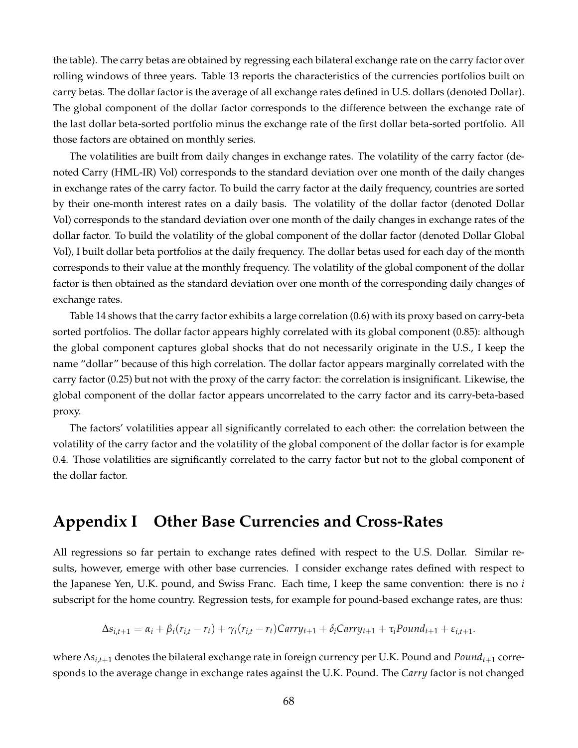the table). The carry betas are obtained by regressing each bilateral exchange rate on the carry factor over rolling windows of three years. Table 13 reports the characteristics of the currencies portfolios built on carry betas. The dollar factor is the average of all exchange rates defined in U.S. dollars (denoted Dollar). The global component of the dollar factor corresponds to the difference between the exchange rate of the last dollar beta-sorted portfolio minus the exchange rate of the first dollar beta-sorted portfolio. All those factors are obtained on monthly series.

The volatilities are built from daily changes in exchange rates. The volatility of the carry factor (denoted Carry (HML-IR) Vol) corresponds to the standard deviation over one month of the daily changes in exchange rates of the carry factor. To build the carry factor at the daily frequency, countries are sorted by their one-month interest rates on a daily basis. The volatility of the dollar factor (denoted Dollar Vol) corresponds to the standard deviation over one month of the daily changes in exchange rates of the dollar factor. To build the volatility of the global component of the dollar factor (denoted Dollar Global Vol), I built dollar beta portfolios at the daily frequency. The dollar betas used for each day of the month corresponds to their value at the monthly frequency. The volatility of the global component of the dollar factor is then obtained as the standard deviation over one month of the corresponding daily changes of exchange rates.

Table 14 shows that the carry factor exhibits a large correlation (0.6) with its proxy based on carry-beta sorted portfolios. The dollar factor appears highly correlated with its global component (0.85): although the global component captures global shocks that do not necessarily originate in the U.S., I keep the name "dollar" because of this high correlation. The dollar factor appears marginally correlated with the carry factor (0.25) but not with the proxy of the carry factor: the correlation is insignificant. Likewise, the global component of the dollar factor appears uncorrelated to the carry factor and its carry-beta-based proxy.

The factors' volatilities appear all significantly correlated to each other: the correlation between the volatility of the carry factor and the volatility of the global component of the dollar factor is for example 0.4. Those volatilities are significantly correlated to the carry factor but not to the global component of the dollar factor.

# Appendix I  Other Base Currencies and Cross-Rates

All regressions so far pertain to exchange rates defined with respect to the U.S. Dollar. Similar results, however, emerge with other base currencies. I consider exchange rates defined with respect to the Japanese Yen, U.K. pound, and Swiss Franc. Each time, I keep the same convention: there is no $i$ subscript for the home country. Regression tests, for example for pound-based exchange rates, are thus:

$$\Delta s_{i,t+1} = \alpha_i + \beta_i(r_{i,t} - r_t) + \gamma_i(r_{i,t} - r_t)Carry_{t+1} + \delta_i Carry_{t+1} + \tau_i Pound_{t+1} + \varepsilon_{i,t+1}.$$

where $\Delta s_{i,t+1}$ denotes the bilateral exchange rate in foreign currency per U.K. Pound and $Pound_{t+1}$ corresponds to the average change in exchange rates against the U.K. Pound. The *Carry* factor is not changed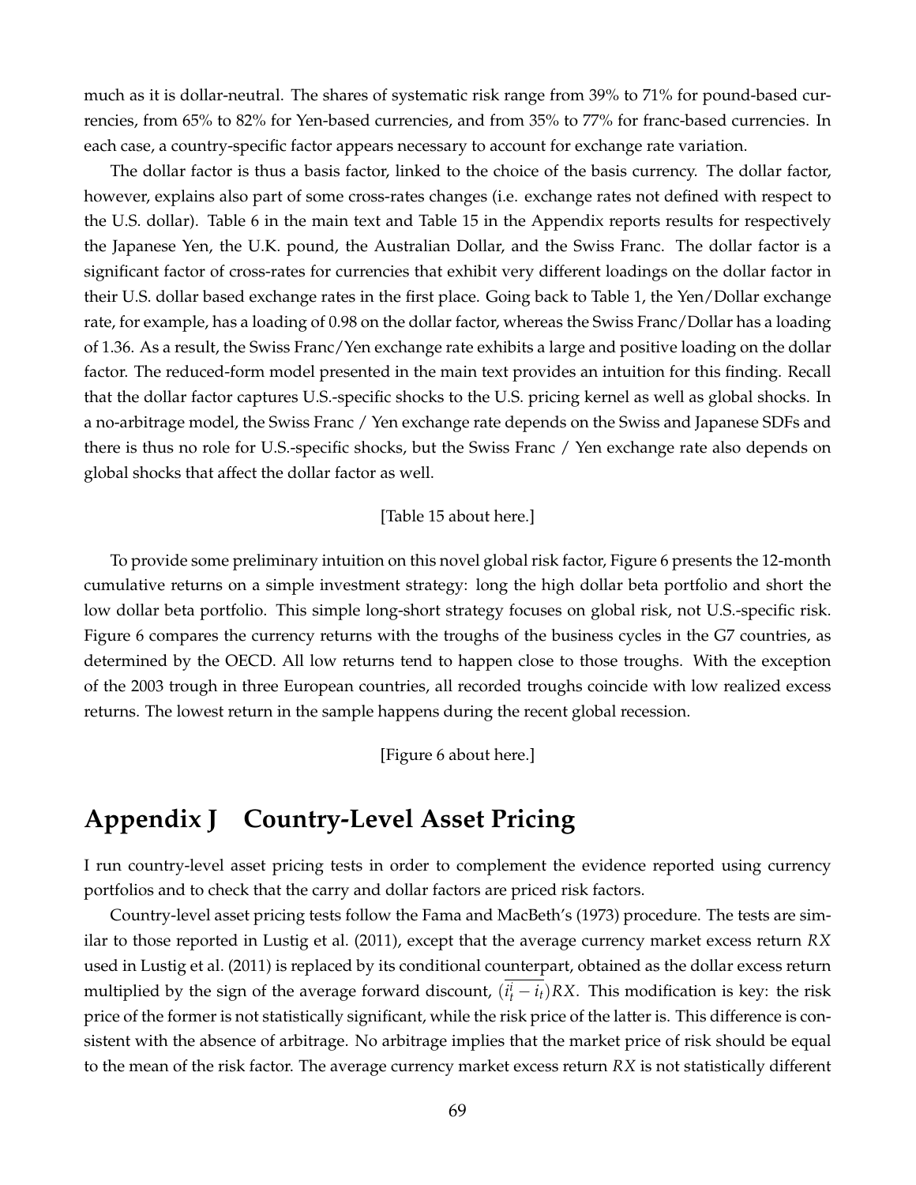much as it is dollar-neutral. The shares of systematic risk range from 39% to 71% for pound-based currencies, from 65% to 82% for Yen-based currencies, and from 35% to 77% for franc-based currencies. In each case, a country-specific factor appears necessary to account for exchange rate variation.

The dollar factor is thus a basis factor, linked to the choice of the basis currency. The dollar factor, however, explains also part of some cross-rates changes (i.e. exchange rates not defined with respect to the U.S. dollar). Table 6 in the main text and Table 15 in the Appendix reports results for respectively the Japanese Yen, the U.K. pound, the Australian Dollar, and the Swiss Franc. The dollar factor is a significant factor of cross-rates for currencies that exhibit very different loadings on the dollar factor in their U.S. dollar based exchange rates in the first place. Going back to Table 1, the Yen/Dollar exchange rate, for example, has a loading of 0.98 on the dollar factor, whereas the Swiss Franc/Dollar has a loading of 1.36. As a result, the Swiss Franc/Yen exchange rate exhibits a large and positive loading on the dollar factor. The reduced-form model presented in the main text provides an intuition for this finding. Recall that the dollar factor captures U.S.-specific shocks to the U.S. pricing kernel as well as global shocks. In a no-arbitrage model, the Swiss Franc / Yen exchange rate depends on the Swiss and Japanese SDFs and there is thus no role for U.S.-specific shocks, but the Swiss Franc / Yen exchange rate also depends on global shocks that affect the dollar factor as well.

[Table 15 about here.]

To provide some preliminary intuition on this novel global risk factor, Figure 6 presents the 12-month cumulative returns on a simple investment strategy: long the high dollar beta portfolio and short the low dollar beta portfolio. This simple long-short strategy focuses on global risk, not U.S.-specific risk. Figure 6 compares the currency returns with the troughs of the business cycles in the G7 countries, as determined by the OECD. All low returns tend to happen close to those troughs. With the exception of the 2003 trough in three European countries, all recorded troughs coincide with low realized excess returns. The lowest return in the sample happens during the recent global recession.

[Figure 6 about here.]

# Appendix J Country-Level Asset Pricing

I run country-level asset pricing tests in order to complement the evidence reported using currency portfolios and to check that the carry and dollar factors are priced risk factors.

Country-level asset pricing tests follow the Fama and MacBeth's (1973) procedure. The tests are similar to those reported in Lustig et al. (2011), except that the average currency market excess return $RX$ used in Lustig et al. (2011) is replaced by its conditional counterpart, obtained as the dollar excess return multiplied by the sign of the average forward discount, $(\overline{i_t^i - i_t})RX$. This modification is key: the risk price of the former is not statistically significant, while the risk price of the latter is. This difference is consistent with the absence of arbitrage. No arbitrage implies that the market price of risk should be equal to the mean of the risk factor. The average currency market excess return $RX$ is not statistically different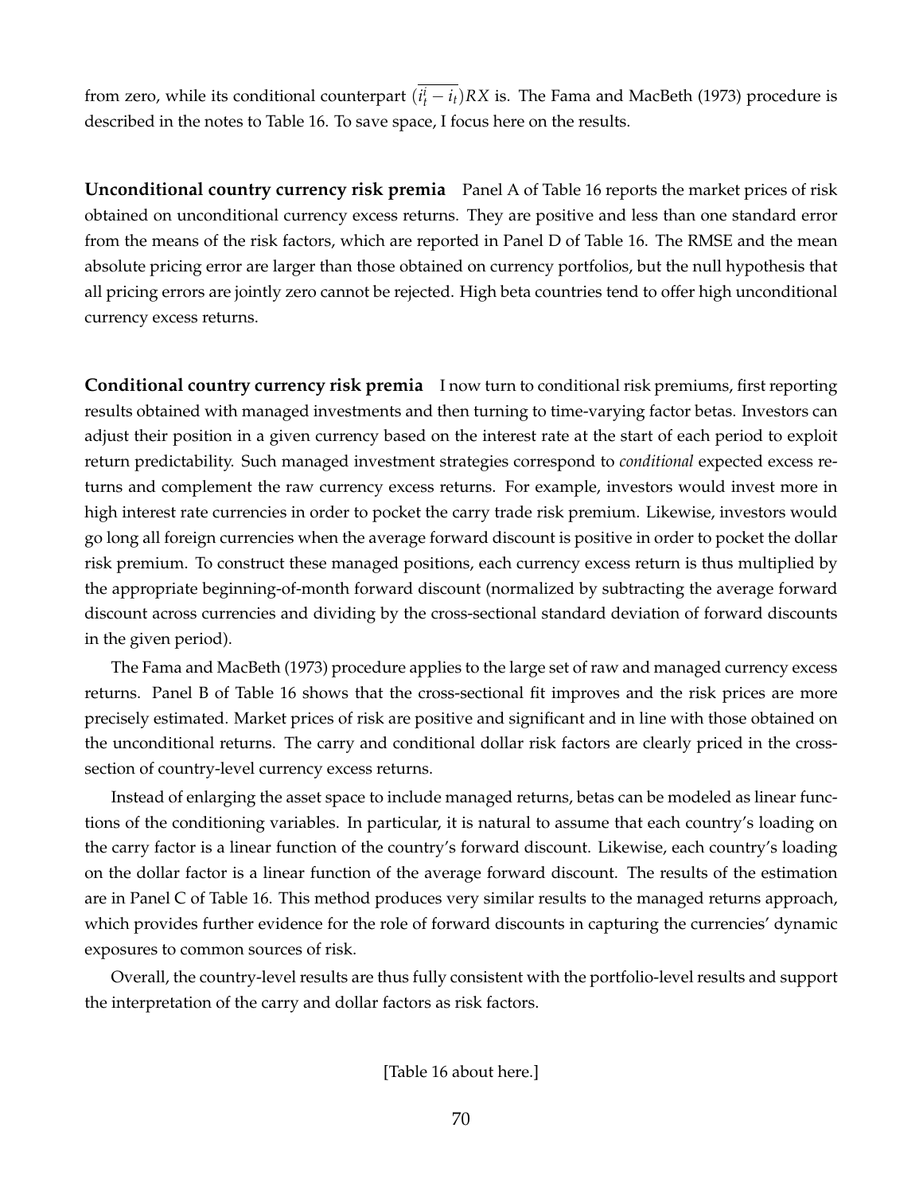from zero, while its conditional counterpart $\overline{(i_t^i - i_t)RX}$ is. The Fama and MacBeth (1973) procedure is described in the notes to Table 16. To save space, I focus here on the results.

**Unconditional country currency risk premia** Panel A of Table 16 reports the market prices of risk obtained on unconditional currency excess returns. They are positive and less than one standard error from the means of the risk factors, which are reported in Panel D of Table 16. The RMSE and the mean absolute pricing error are larger than those obtained on currency portfolios, but the null hypothesis that all pricing errors are jointly zero cannot be rejected. High beta countries tend to offer high unconditional currency excess returns.

**Conditional country currency risk premia** I now turn to conditional risk premiums, first reporting results obtained with managed investments and then turning to time-varying factor betas. Investors can adjust their position in a given currency based on the interest rate at the start of each period to exploit return predictability. Such managed investment strategies correspond to *conditional* expected excess returns and complement the raw currency excess returns. For example, investors would invest more in high interest rate currencies in order to pocket the carry trade risk premium. Likewise, investors would go long all foreign currencies when the average forward discount is positive in order to pocket the dollar risk premium. To construct these managed positions, each currency excess return is thus multiplied by the appropriate beginning-of-month forward discount (normalized by subtracting the average forward discount across currencies and dividing by the cross-sectional standard deviation of forward discounts in the given period).

The Fama and MacBeth (1973) procedure applies to the large set of raw and managed currency excess returns. Panel B of Table 16 shows that the cross-sectional fit improves and the risk prices are more precisely estimated. Market prices of risk are positive and significant and in line with those obtained on the unconditional returns. The carry and conditional dollar risk factors are clearly priced in the cross-section of country-level currency excess returns.

Instead of enlarging the asset space to include managed returns, betas can be modeled as linear functions of the conditioning variables. In particular, it is natural to assume that each country's loading on the carry factor is a linear function of the country's forward discount. Likewise, each country's loading on the dollar factor is a linear function of the average forward discount. The results of the estimation are in Panel C of Table 16. This method produces very similar results to the managed returns approach, which provides further evidence for the role of forward discounts in capturing the currencies' dynamic exposures to common sources of risk.

Overall, the country-level results are thus fully consistent with the portfolio-level results and support the interpretation of the carry and dollar factors as risk factors.

[Table 16 about here.]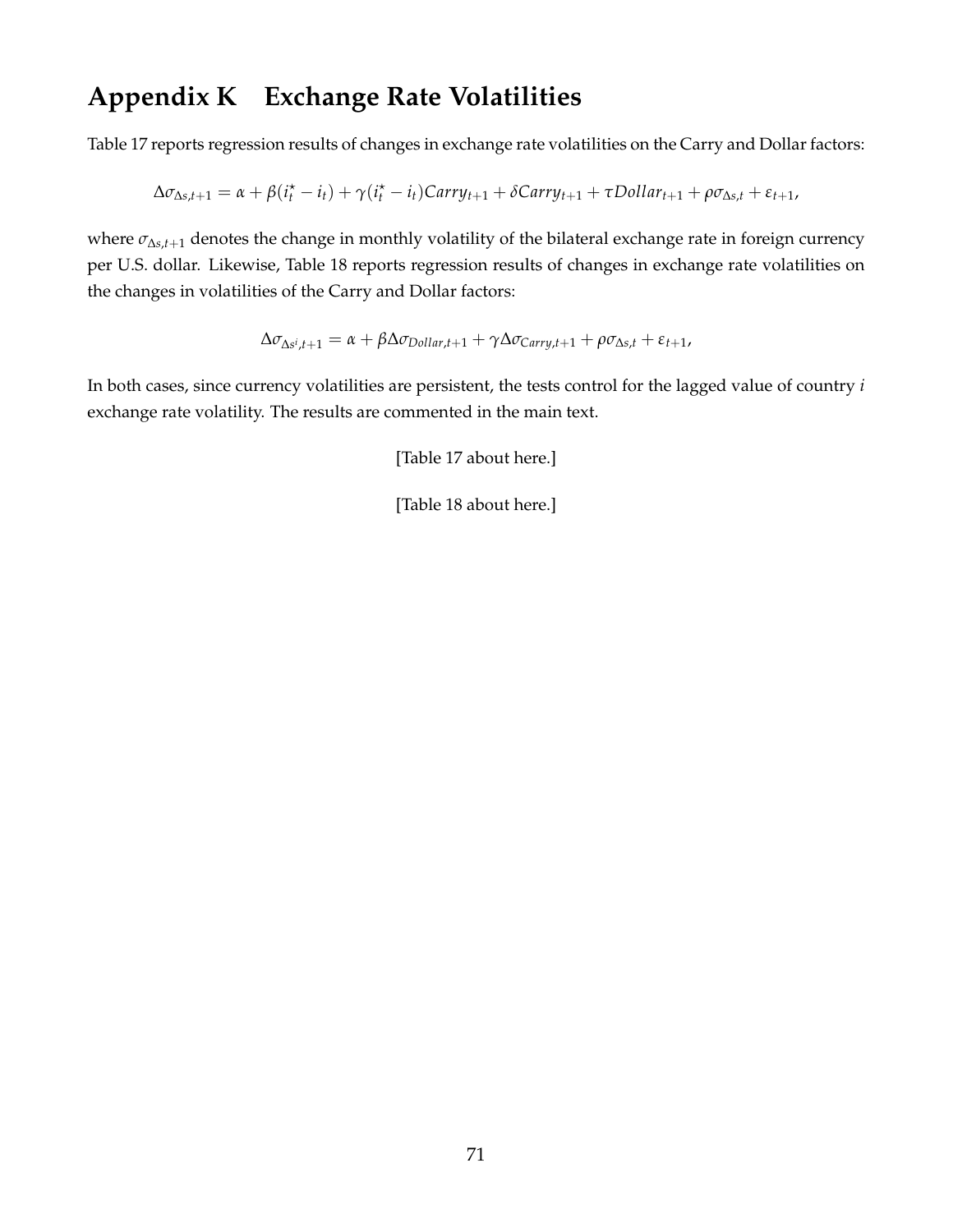# Appendix K Exchange Rate Volatilities

Table 17 reports regression results of changes in exchange rate volatilities on the Carry and Dollar factors:

$$\Delta\sigma_{\Delta s,t+1} = \alpha + \beta(i_t^\star - i_t) + \gamma(i_t^\star - i_t)Carry_{t+1} + \delta Carry_{t+1} + \tau Dollar_{t+1} + \rho\sigma_{\Delta s,t} + \varepsilon_{t+1},$$

where $\sigma_{\Delta s,t+1}$ denotes the change in monthly volatility of the bilateral exchange rate in foreign currency per U.S. dollar. Likewise, Table 18 reports regression results of changes in exchange rate volatilities on the changes in volatilities of the Carry and Dollar factors:

$$\Delta\sigma_{\Delta s^i,t+1} = \alpha + \beta\Delta\sigma_{Dollar,t+1} + \gamma\Delta\sigma_{Carry,t+1} + \rho\sigma_{\Delta s,t} + \varepsilon_{t+1},$$

In both cases, since currency volatilities are persistent, the tests control for the lagged value of country $i$ exchange rate volatility. The results are commented in the main text.

[Table 17 about here.]

[Table 18 about here.]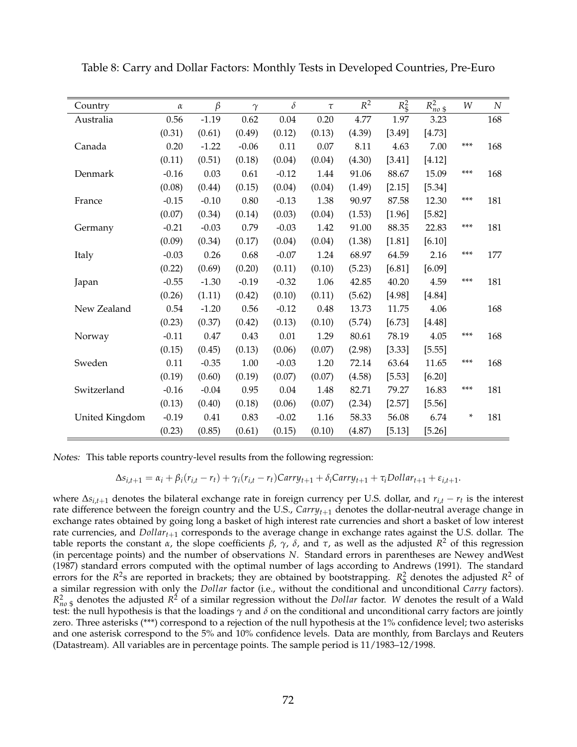Table 8: Carry and Dollar Factors: Monthly Tests in Developed Countries, Pre-Euro

| Country | $\alpha$ | $\beta$ | $\gamma$ | $\delta$ | $\tau$ | $R^2$ | $R^2_{\$}$ | $R^2_{no\ \$}$ | $W$ | $N$ |
|---|---|---|---|---|---|---|---|---|---|---|
| Australia | 0.56 | -1.19 | 0.62 | 0.04 | 0.20 | 4.77 | 1.97 | 3.23 | | 168 |
| | (0.31) | (0.61) | (0.49) | (0.12) | (0.13) | (4.39) | [3.49] | [4.73] | | |
| Canada | 0.20 | -1.22 | -0.06 | 0.11 | 0.07 | 8.11 | 4.63 | 7.00 | *** | 168 |
| | (0.11) | (0.51) | (0.18) | (0.04) | (0.04) | (4.30) | [3.41] | [4.12] | | |
| Denmark | -0.16 | 0.03 | 0.61 | -0.12 | 1.44 | 91.06 | 88.67 | 15.09 | *** | 168 |
| | (0.08) | (0.44) | (0.15) | (0.04) | (0.04) | (1.49) | [2.15] | [5.34] | | |
| France | -0.15 | -0.10 | 0.80 | -0.13 | 1.38 | 90.97 | 87.58 | 12.30 | *** | 181 |
| | (0.07) | (0.34) | (0.14) | (0.03) | (0.04) | (1.53) | [1.96] | [5.82] | | |
| Germany | -0.21 | -0.03 | 0.79 | -0.03 | 1.42 | 91.00 | 88.35 | 22.83 | *** | 181 |
| | (0.09) | (0.34) | (0.17) | (0.04) | (0.04) | (1.38) | [1.81] | [6.10] | | |
| Italy | -0.03 | 0.26 | 0.68 | -0.07 | 1.24 | 68.97 | 64.59 | 2.16 | *** | 177 |
| | (0.22) | (0.69) | (0.20) | (0.11) | (0.10) | (5.23) | [6.81] | [6.09] | | |
| Japan | -0.55 | -1.30 | -0.19 | -0.32 | 1.06 | 42.85 | 40.20 | 4.59 | *** | 181 |
| | (0.26) | (1.11) | (0.42) | (0.10) | (0.11) | (5.62) | [4.98] | [4.84] | | |
| New Zealand | 0.54 | -1.20 | 0.56 | -0.12 | 0.48 | 13.73 | 11.75 | 4.06 | | 168 |
| | (0.23) | (0.37) | (0.42) | (0.13) | (0.10) | (5.74) | [6.73] | [4.48] | | |
| Norway | -0.11 | 0.47 | 0.43 | 0.01 | 1.29 | 80.61 | 78.19 | 4.05 | *** | 168 |
| | (0.15) | (0.45) | (0.13) | (0.06) | (0.07) | (2.98) | [3.33] | [5.55] | | |
| Sweden | 0.11 | -0.35 | 1.00 | -0.03 | 1.20 | 72.14 | 63.64 | 11.65 | *** | 168 |
| | (0.19) | (0.60) | (0.19) | (0.07) | (0.07) | (4.58) | [5.53] | [6.20] | | |
| Switzerland | -0.16 | -0.04 | 0.95 | 0.04 | 1.48 | 82.71 | 79.27 | 16.83 | *** | 181 |
| | (0.13) | (0.40) | (0.18) | (0.06) | (0.07) | (2.34) | [2.57] | [5.56] | | |
| United Kingdom | -0.19 | 0.41 | 0.83 | -0.02 | 1.16 | 58.33 | 56.08 | 6.74 | * | 181 |
| | (0.23) | (0.85) | (0.61) | (0.15) | (0.10) | (4.87) | [5.13] | [5.26] | | |

*Notes:* This table reports country-level results from the following regression:

$$\Delta s_{i,t+1} = \alpha_i + \beta_i(r_{i,t} - r_t) + \gamma_i(r_{i,t} - r_t)Carry_{t+1} + \delta_i Carry_{t+1} + \tau_i Dollar_{t+1} + \varepsilon_{i,t+1}.$$

where $\Delta s_{i,t+1}$ denotes the bilateral exchange rate in foreign currency per U.S. dollar, and $r_{i,t} - r_t$ is the interest rate difference between the foreign country and the U.S., $Carry_{t+1}$ denotes the dollar-neutral average change in exchange rates obtained by going long a basket of high interest rate currencies and short a basket of low interest rate currencies, and $Dollar_{t+1}$ corresponds to the average change in exchange rates against the U.S. dollar. The table reports the constant $\alpha$, the slope coefficients $\beta$, $\gamma$, $\delta$, and $\tau$, as well as the adjusted $R^2$ of this regression (in percentage points) and the number of observations $N$. Standard errors in parentheses are Newey andWest (1987) standard errors computed with the optimal number of lags according to Andrews (1991). The standard errors for the $R^2$s are reported in brackets; they are obtained by bootstrapping. $R^2_{\$}$ denotes the adjusted $R^2$ of a similar regression with only the *Dollar* factor (i.e., without the conditional and unconditional *Carry* factors). $R^2_{no\ \$}$ denotes the adjusted $R^2$ of a similar regression without the *Dollar* factor. $W$ denotes the result of a Wald test: the null hypothesis is that the loadings $\gamma$ and $\delta$ on the conditional and unconditional carry factors are jointly zero. Three asterisks (***) correspond to a rejection of the null hypothesis at the 1% confidence level; two asterisks and one asterisk correspond to the 5% and 10% confidence levels. Data are monthly, from Barclays and Reuters (Datastream). All variables are in percentage points. The sample period is 11/1983–12/1998.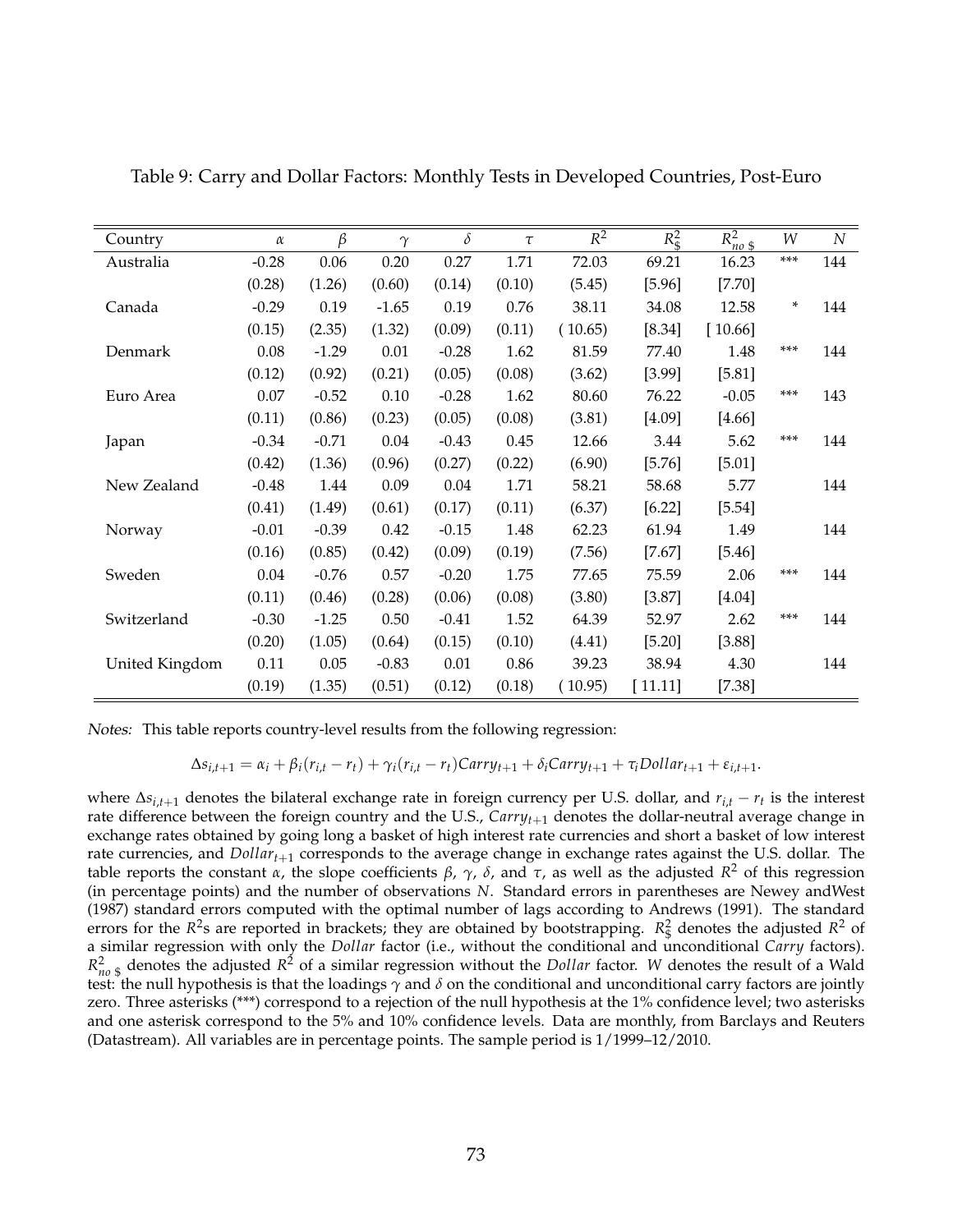Table 9: Carry and Dollar Factors: Monthly Tests in Developed Countries, Post-Euro

| Country | $\alpha$ | $\beta$ | $\gamma$ | $\delta$ | $\tau$ | $R^2$ | $R^2_{\$}$ | $R^2_{no\ \$}$ | $W$ | $N$ |
|---|---|---|---|---|---|---|---|---|---|---|
| Australia | -0.28 | 0.06 | 0.20 | 0.27 | 1.71 | 72.03 | 69.21 | 16.23 | *** | 144 |
| | (0.28) | (1.26) | (0.60) | (0.14) | (0.10) | (5.45) | [5.96] | [7.70] | | |
| Canada | -0.29 | 0.19 | -1.65 | 0.19 | 0.76 | 38.11 | 34.08 | 12.58 | * | 144 |
| | (0.15) | (2.35) | (1.32) | (0.09) | (0.11) | ( 10.65) | [8.34] | [ 10.66] | | |
| Denmark | 0.08 | -1.29 | 0.01 | -0.28 | 1.62 | 81.59 | 77.40 | 1.48 | *** | 144 |
| | (0.12) | (0.92) | (0.21) | (0.05) | (0.08) | (3.62) | [3.99] | [5.81] | | |
| Euro Area | 0.07 | -0.52 | 0.10 | -0.28 | 1.62 | 80.60 | 76.22 | -0.05 | *** | 143 |
| | (0.11) | (0.86) | (0.23) | (0.05) | (0.08) | (3.81) | [4.09] | [4.66] | | |
| Japan | -0.34 | -0.71 | 0.04 | -0.43 | 0.45 | 12.66 | 3.44 | 5.62 | *** | 144 |
| | (0.42) | (1.36) | (0.96) | (0.27) | (0.22) | (6.90) | [5.76] | [5.01] | | |
| New Zealand | -0.48 | 1.44 | 0.09 | 0.04 | 1.71 | 58.21 | 58.68 | 5.77 | | 144 |
| | (0.41) | (1.49) | (0.61) | (0.17) | (0.11) | (6.37) | [6.22] | [5.54] | | |
| Norway | -0.01 | -0.39 | 0.42 | -0.15 | 1.48 | 62.23 | 61.94 | 1.49 | | 144 |
| | (0.16) | (0.85) | (0.42) | (0.09) | (0.19) | (7.56) | [7.67] | [5.46] | | |
| Sweden | 0.04 | -0.76 | 0.57 | -0.20 | 1.75 | 77.65 | 75.59 | 2.06 | *** | 144 |
| | (0.11) | (0.46) | (0.28) | (0.06) | (0.08) | (3.80) | [3.87] | [4.04] | | |
| Switzerland | -0.30 | -1.25 | 0.50 | -0.41 | 1.52 | 64.39 | 52.97 | 2.62 | *** | 144 |
| | (0.20) | (1.05) | (0.64) | (0.15) | (0.10) | (4.41) | [5.20] | [3.88] | | |
| United Kingdom | 0.11 | 0.05 | -0.83 | 0.01 | 0.86 | 39.23 | 38.94 | 4.30 | | 144 |
| | (0.19) | (1.35) | (0.51) | (0.12) | (0.18) | ( 10.95) | [ 11.11] | [7.38] | | |

*Notes:* This table reports country-level results from the following regression:

$$\Delta s_{i,t+1} = \alpha_i + \beta_i(r_{i,t} - r_t) + \gamma_i(r_{i,t} - r_t)Carry_{t+1} + \delta_i Carry_{t+1} + \tau_i Dollar_{t+1} + \varepsilon_{i,t+1}.$$

where $\Delta s_{i,t+1}$ denotes the bilateral exchange rate in foreign currency per U.S. dollar, and $r_{i,t} - r_t$ is the interest rate difference between the foreign country and the U.S., $Carry_{t+1}$ denotes the dollar-neutral average change in exchange rates obtained by going long a basket of high interest rate currencies and short a basket of low interest rate currencies, and $Dollar_{t+1}$ corresponds to the average change in exchange rates against the U.S. dollar. The table reports the constant $\alpha$, the slope coefficients $\beta$, $\gamma$, $\delta$, and $\tau$, as well as the adjusted $R^2$ of this regression (in percentage points) and the number of observations $N$. Standard errors in parentheses are Newey andWest (1987) standard errors computed with the optimal number of lags according to Andrews (1991). The standard errors for the $R^2$s are reported in brackets; they are obtained by bootstrapping. $R^2_{\$}$ denotes the adjusted $R^2$ of a similar regression with only the *Dollar* factor (i.e., without the conditional and unconditional *Carry* factors). $R^2_{no\ \$}$ denotes the adjusted $R^2$ of a similar regression without the *Dollar* factor. $W$ denotes the result of a Wald test: the null hypothesis is that the loadings $\gamma$ and $\delta$ on the conditional and unconditional carry factors are jointly zero. Three asterisks (***) correspond to a rejection of the null hypothesis at the 1% confidence level; two asterisks and one asterisk correspond to the 5% and 10% confidence levels. Data are monthly, from Barclays and Reuters (Datastream). All variables are in percentage points. The sample period is 1/1999–12/2010.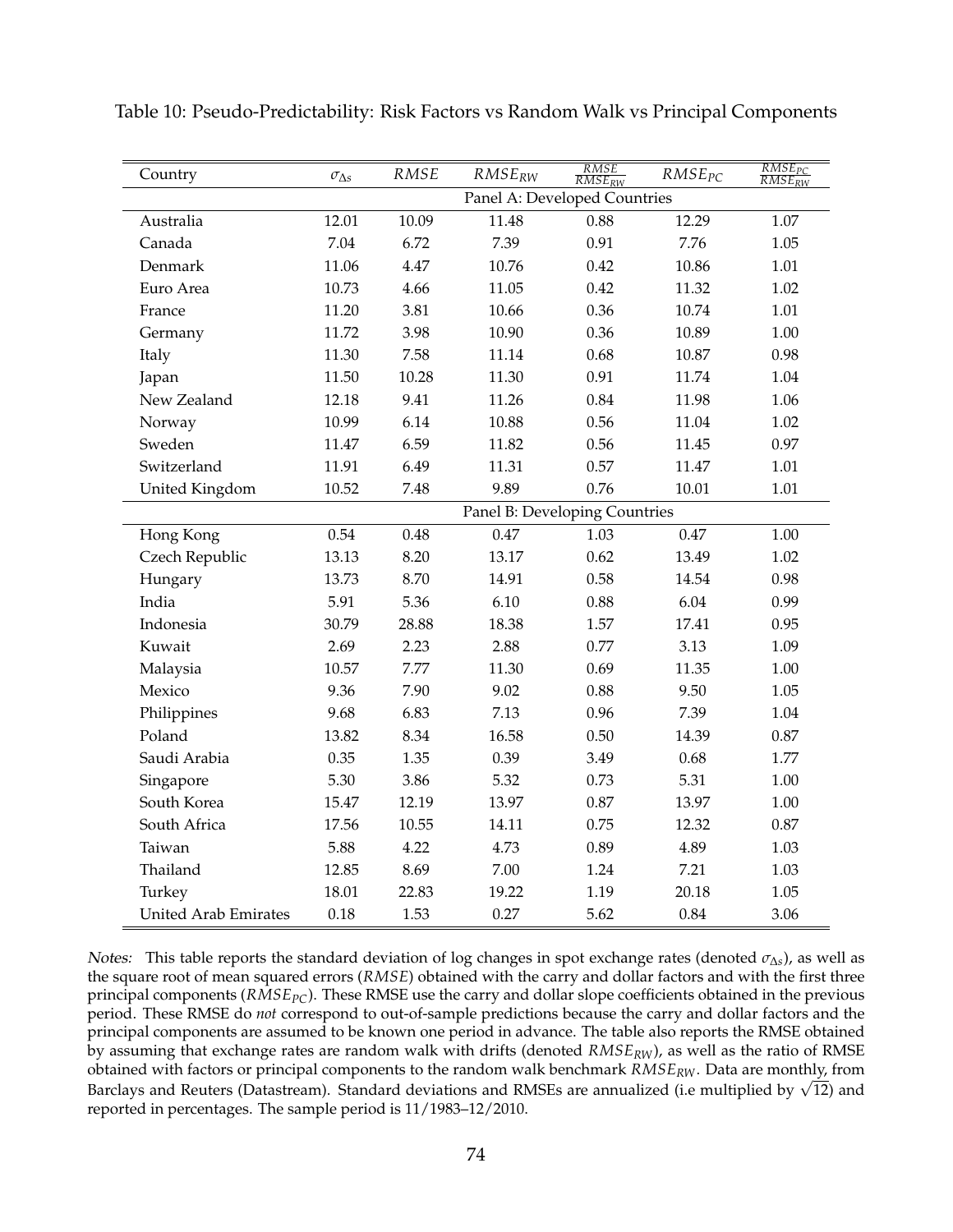Table 10: Pseudo-Predictability: Risk Factors vs Random Walk vs Principal Components

| Country | $\sigma_{\Delta s}$ | $RMSE$ | $RMSE_{RW}$ | $\frac{RMSE}{RMSE_{RW}}$ | $RMSE_{PC}$ | $\frac{RMSE_{PC}}{RMSE_{RW}}$ |
|---|---|---|---|---|---|---|
| | | | Panel A: Developed Countries | | | |
| Australia | 12.01 | 10.09 | 11.48 | 0.88 | 12.29 | 1.07 |
| Canada | 7.04 | 6.72 | 7.39 | 0.91 | 7.76 | 1.05 |
| Denmark | 11.06 | 4.47 | 10.76 | 0.42 | 10.86 | 1.01 |
| Euro Area | 10.73 | 4.66 | 11.05 | 0.42 | 11.32 | 1.02 |
| France | 11.20 | 3.81 | 10.66 | 0.36 | 10.74 | 1.01 |
| Germany | 11.72 | 3.98 | 10.90 | 0.36 | 10.89 | 1.00 |
| Italy | 11.30 | 7.58 | 11.14 | 0.68 | 10.87 | 0.98 |
| Japan | 11.50 | 10.28 | 11.30 | 0.91 | 11.74 | 1.04 |
| New Zealand | 12.18 | 9.41 | 11.26 | 0.84 | 11.98 | 1.06 |
| Norway | 10.99 | 6.14 | 10.88 | 0.56 | 11.04 | 1.02 |
| Sweden | 11.47 | 6.59 | 11.82 | 0.56 | 11.45 | 0.97 |
| Switzerland | 11.91 | 6.49 | 11.31 | 0.57 | 11.47 | 1.01 |
| United Kingdom | 10.52 | 7.48 | 9.89 | 0.76 | 10.01 | 1.01 |
| | | | Panel B: Developing Countries | | | |
| Hong Kong | 0.54 | 0.48 | 0.47 | 1.03 | 0.47 | 1.00 |
| Czech Republic | 13.13 | 8.20 | 13.17 | 0.62 | 13.49 | 1.02 |
| Hungary | 13.73 | 8.70 | 14.91 | 0.58 | 14.54 | 0.98 |
| India | 5.91 | 5.36 | 6.10 | 0.88 | 6.04 | 0.99 |
| Indonesia | 30.79 | 28.88 | 18.38 | 1.57 | 17.41 | 0.95 |
| Kuwait | 2.69 | 2.23 | 2.88 | 0.77 | 3.13 | 1.09 |
| Malaysia | 10.57 | 7.77 | 11.30 | 0.69 | 11.35 | 1.00 |
| Mexico | 9.36 | 7.90 | 9.02 | 0.88 | 9.50 | 1.05 |
| Philippines | 9.68 | 6.83 | 7.13 | 0.96 | 7.39 | 1.04 |
| Poland | 13.82 | 8.34 | 16.58 | 0.50 | 14.39 | 0.87 |
| Saudi Arabia | 0.35 | 1.35 | 0.39 | 3.49 | 0.68 | 1.77 |
| Singapore | 5.30 | 3.86 | 5.32 | 0.73 | 5.31 | 1.00 |
| South Korea | 15.47 | 12.19 | 13.97 | 0.87 | 13.97 | 1.00 |
| South Africa | 17.56 | 10.55 | 14.11 | 0.75 | 12.32 | 0.87 |
| Taiwan | 5.88 | 4.22 | 4.73 | 0.89 | 4.89 | 1.03 |
| Thailand | 12.85 | 8.69 | 7.00 | 1.24 | 7.21 | 1.03 |
| Turkey | 18.01 | 22.83 | 19.22 | 1.19 | 20.18 | 1.05 |
| United Arab Emirates | 0.18 | 1.53 | 0.27 | 5.62 | 0.84 | 3.06 |

*Notes:* This table reports the standard deviation of log changes in spot exchange rates (denoted $\sigma_{\Delta s}$), as well as the square root of mean squared errors ($RMSE$) obtained with the carry and dollar factors and with the first three principal components ($RMSE_{PC}$). These RMSE use the carry and dollar slope coefficients obtained in the previous period. These RMSE do *not* correspond to out-of-sample predictions because the carry and dollar factors and the principal components are assumed to be known one period in advance. The table also reports the RMSE obtained by assuming that exchange rates are random walk with drifts (denoted $RMSE_{RW}$), as well as the ratio of RMSE obtained with factors or principal components to the random walk benchmark $RMSE_{RW}$. Data are monthly, from Barclays and Reuters (Datastream). Standard deviations and RMSEs are annualized (i.e multiplied by $\sqrt{12}$) and reported in percentages. The sample period is 11/1983–12/2010.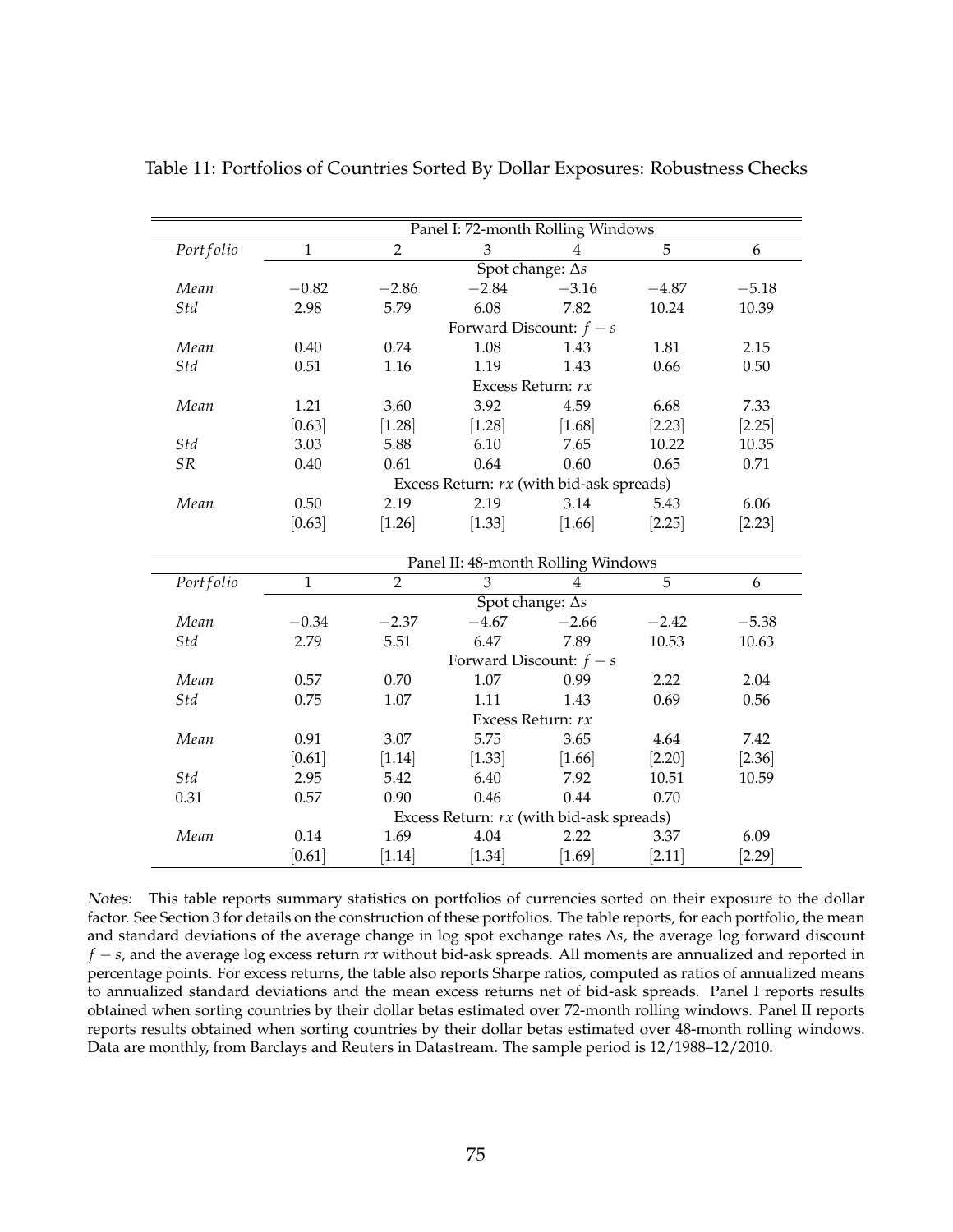Table 11: Portfolios of Countries Sorted By Dollar Exposures: Robustness Checks

| | Panel I: 72-month Rolling Windows | | | | | |
|---|---|---|---|---|---|---|
| *Portfolio* | 1 | 2 | 3 | 4 | 5 | 6 |
| | Spot change: $\Delta s$ | | | | | |
| *Mean* | −0.82 | −2.86 | −2.84 | −3.16 | −4.87 | −5.18 |
| *Std* | 2.98 | 5.79 | 6.08 | 7.82 | 10.24 | 10.39 |
| | Forward Discount: $f-s$ | | | | | |
| *Mean* | 0.40 | 0.74 | 1.08 | 1.43 | 1.81 | 2.15 |
| *Std* | 0.51 | 1.16 | 1.19 | 1.43 | 0.66 | 0.50 |
| | Excess Return: $rx$ | | | | | |
| *Mean* | 1.21 | 3.60 | 3.92 | 4.59 | 6.68 | 7.33 |
| | [0.63] | [1.28] | [1.28] | [1.68] | [2.23] | [2.25] |
| *Std* | 3.03 | 5.88 | 6.10 | 7.65 | 10.22 | 10.35 |
| *SR* | 0.40 | 0.61 | 0.64 | 0.60 | 0.65 | 0.71 |
| | Excess Return: $rx$ (with bid-ask spreads) | | | | | |
| *Mean* | 0.50 | 2.19 | 2.19 | 3.14 | 5.43 | 6.06 |
| | [0.63] | [1.26] | [1.33] | [1.66] | [2.25] | [2.23] |

| | Panel II: 48-month Rolling Windows | | | | | |
|---|---|---|---|---|---|---|
| *Portfolio* | 1 | 2 | 3 | 4 | 5 | 6 |
| | Spot change: $\Delta s$ | | | | | |
| *Mean* | −0.34 | −2.37 | −4.67 | −2.66 | −2.42 | −5.38 |
| *Std* | 2.79 | 5.51 | 6.47 | 7.89 | 10.53 | 10.63 |
| | Forward Discount: $f-s$ | | | | | |
| *Mean* | 0.57 | 0.70 | 1.07 | 0.99 | 2.22 | 2.04 |
| *Std* | 0.75 | 1.07 | 1.11 | 1.43 | 0.69 | 0.56 |
| | Excess Return: $rx$ | | | | | |
| *Mean* | 0.91 | 3.07 | 5.75 | 3.65 | 4.64 | 7.42 |
| | [0.61] | [1.14] | [1.33] | [1.66] | [2.20] | [2.36] |
| *Std* | 2.95 | 5.42 | 6.40 | 7.92 | 10.51 | 10.59 |
| 0.31 | 0.57 | 0.90 | 0.46 | 0.44 | 0.70 | |
| | Excess Return: $rx$ (with bid-ask spreads) | | | | | |
| *Mean* | 0.14 | 1.69 | 4.04 | 2.22 | 3.37 | 6.09 |
| | [0.61] | [1.14] | [1.34] | [1.69] | [2.11] | [2.29] |

*Notes:* This table reports summary statistics on portfolios of currencies sorted on their exposure to the dollar factor. See Section 3 for details on the construction of these portfolios. The table reports, for each portfolio, the mean and standard deviations of the average change in log spot exchange rates $\Delta s$, the average log forward discount $f-s$, and the average log excess return $rx$ without bid-ask spreads. All moments are annualized and reported in percentage points. For excess returns, the table also reports Sharpe ratios, computed as ratios of annualized means to annualized standard deviations and the mean excess returns net of bid-ask spreads. Panel I reports results obtained when sorting countries by their dollar betas estimated over 72-month rolling windows. Panel II reports reports results obtained when sorting countries by their dollar betas estimated over 48-month rolling windows. Data are monthly, from Barclays and Reuters in Datastream. The sample period is 12/1988–12/2010.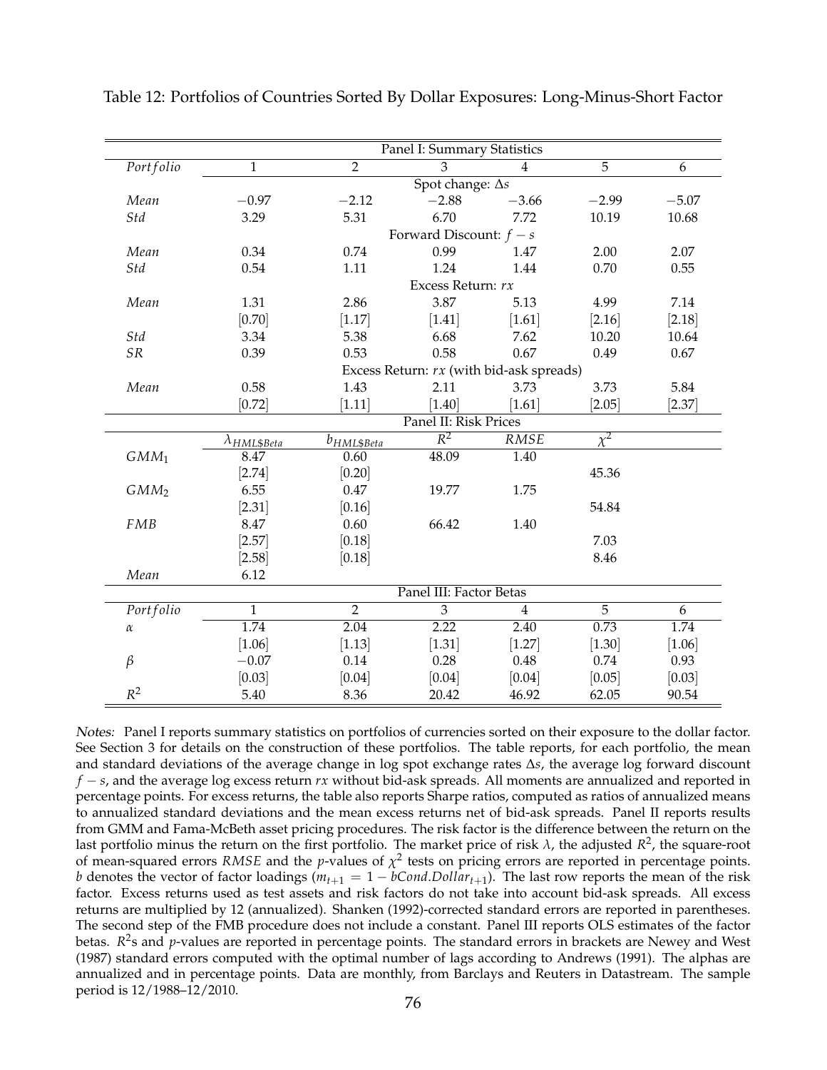Table 12: Portfolios of Countries Sorted By Dollar Exposures: Long-Minus-Short Factor

| Panel I: Summary Statistics | | | | | | |
|---|---|---|---|---|---|---|
| *Portfolio* | 1 | 2 | 3 | 4 | 5 | 6 |
| | | | Spot change: $\Delta s$ | | | |
| *Mean* | −0.97 | −2.12 | −2.88 | −3.66 | −2.99 | −5.07 |
| *Std* | 3.29 | 5.31 | 6.70 | 7.72 | 10.19 | 10.68 |
| | | | Forward Discount: $f - s$ | | | |
| *Mean* | 0.34 | 0.74 | 0.99 | 1.47 | 2.00 | 2.07 |
| *Std* | 0.54 | 1.11 | 1.24 | 1.44 | 0.70 | 0.55 |
| | | | Excess Return: $rx$ | | | |
| *Mean* | 1.31 | 2.86 | 3.87 | 5.13 | 4.99 | 7.14 |
| | [0.70] | [1.17] | [1.41] | [1.61] | [2.16] | [2.18] |
| *Std* | 3.34 | 5.38 | 6.68 | 7.62 | 10.20 | 10.64 |
| *SR* | 0.39 | 0.53 | 0.58 | 0.67 | 0.49 | 0.67 |
| | | | Excess Return: $rx$ (with bid-ask spreads) | | | |
| *Mean* | 0.58 | 1.43 | 2.11 | 3.73 | 3.73 | 5.84 |
| | [0.72] | [1.11] | [1.40] | [1.61] | [2.05] | [2.37] |
| **Panel II: Risk Prices** | | | | | | |
| | $\lambda_{HML\$Beta}$ | $b_{HML\$Beta}$ | $R^2$ | *RMSE* | $\chi^2$ | |
| $GMM_1$ | 8.47 | 0.60 | 48.09 | 1.40 | | |
| | [2.74] | [0.20] | | | 45.36 | |
| $GMM_2$ | 6.55 | 0.47 | 19.77 | 1.75 | | |
| | [2.31] | [0.16] | | | 54.84 | |
| *FMB* | 8.47 | 0.60 | 66.42 | 1.40 | | |
| | [2.57] | [0.18] | | | 7.03 | |
| | [2.58] | [0.18] | | | 8.46 | |
| *Mean* | 6.12 | | | | | |
| **Panel III: Factor Betas** | | | | | | |
| *Portfolio* | 1 | 2 | 3 | 4 | 5 | 6 |
| $\alpha$ | 1.74 | 2.04 | 2.22 | 2.40 | 0.73 | 1.74 |
| | [1.06] | [1.13] | [1.31] | [1.27] | [1.30] | [1.06] |
| $\beta$ | −0.07 | 0.14 | 0.28 | 0.48 | 0.74 | 0.93 |
| | [0.03] | [0.04] | [0.04] | [0.04] | [0.05] | [0.03] |
| $R^2$ | 5.40 | 8.36 | 20.42 | 46.92 | 62.05 | 90.54 |

*Notes:* Panel I reports summary statistics on portfolios of currencies sorted on their exposure to the dollar factor. See Section 3 for details on the construction of these portfolios. The table reports, for each portfolio, the mean and standard deviations of the average change in log spot exchange rates $\Delta s$, the average log forward discount $f - s$, and the average log excess return $rx$ without bid-ask spreads. All moments are annualized and reported in percentage points. For excess returns, the table also reports Sharpe ratios, computed as ratios of annualized means to annualized standard deviations and the mean excess returns net of bid-ask spreads. Panel II reports results from GMM and Fama-McBeth asset pricing procedures. The risk factor is the difference between the return on the last portfolio minus the return on the first portfolio. The market price of risk $\lambda$, the adjusted $R^2$, the square-root of mean-squared errors *RMSE* and the $p$-values of $\chi^2$ tests on pricing errors are reported in percentage points. $b$ denotes the vector of factor loadings ($m_{t+1} = 1 - bCond.Dollar_{t+1}$). The last row reports the mean of the risk factor. Excess returns used as test assets and risk factors do not take into account bid-ask spreads. All excess returns are multiplied by 12 (annualized). Shanken (1992)-corrected standard errors are reported in parentheses. The second step of the FMB procedure does not include a constant. Panel III reports OLS estimates of the factor betas. $R^2$s and $p$-values are reported in percentage points. The standard errors in brackets are Newey and West (1987) standard errors computed with the optimal number of lags according to Andrews (1991). The alphas are annualized and in percentage points. Data are monthly, from Barclays and Reuters in Datastream. The sample period is 12/1988–12/2010.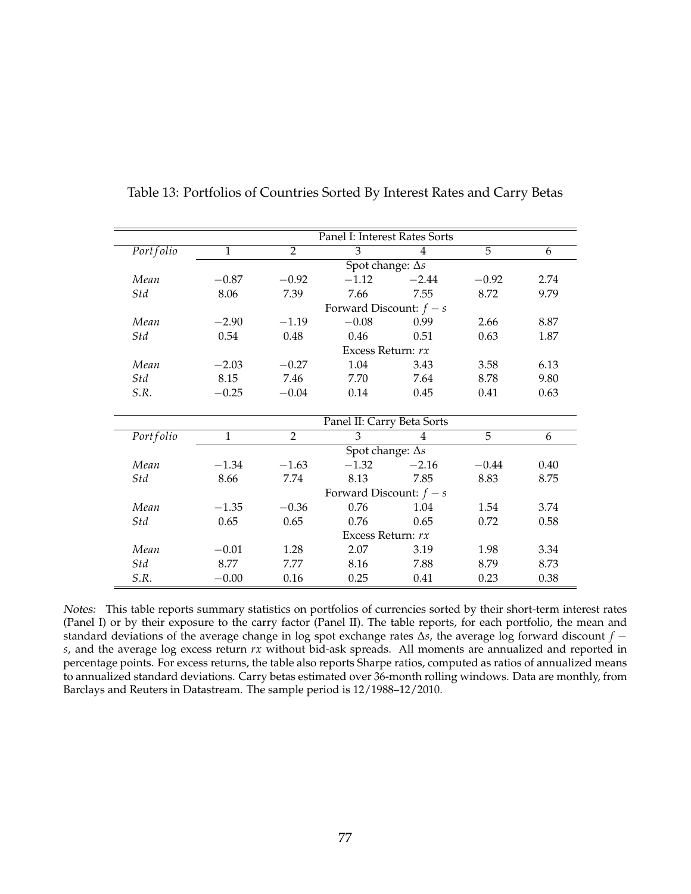Table 13: Portfolios of Countries Sorted By Interest Rates and Carry Betas

| | Panel I: Interest Rates Sorts | | | | | |
|---|---|---|---|---|---|---|
| *Portfolio* | 1 | 2 | 3 | 4 | 5 | 6 |
| | Spot change: $\Delta s$ | | | | | |
| *Mean* | $-0.87$ | $-0.92$ | $-1.12$ | $-2.44$ | $-0.92$ | 2.74 |
| *Std* | 8.06 | 7.39 | 7.66 | 7.55 | 8.72 | 9.79 |
| | Forward Discount: $f - s$ | | | | | |
| *Mean* | $-2.90$ | $-1.19$ | $-0.08$ | 0.99 | 2.66 | 8.87 |
| *Std* | 0.54 | 0.48 | 0.46 | 0.51 | 0.63 | 1.87 |
| | Excess Return: $rx$ | | | | | |
| *Mean* | $-2.03$ | $-0.27$ | 1.04 | 3.43 | 3.58 | 6.13 |
| *Std* | 8.15 | 7.46 | 7.70 | 7.64 | 8.78 | 9.80 |
| *S.R.* | $-0.25$ | $-0.04$ | 0.14 | 0.45 | 0.41 | 0.63 |
| | Panel II: Carry Beta Sorts | | | | | |
| *Portfolio* | 1 | 2 | 3 | 4 | 5 | 6 |
| | Spot change: $\Delta s$ | | | | | |
| *Mean* | $-1.34$ | $-1.63$ | $-1.32$ | $-2.16$ | $-0.44$ | 0.40 |
| *Std* | 8.66 | 7.74 | 8.13 | 7.85 | 8.83 | 8.75 |
| | Forward Discount: $f - s$ | | | | | |
| *Mean* | $-1.35$ | $-0.36$ | 0.76 | 1.04 | 1.54 | 3.74 |
| *Std* | 0.65 | 0.65 | 0.76 | 0.65 | 0.72 | 0.58 |
| | Excess Return: $rx$ | | | | | |
| *Mean* | $-0.01$ | 1.28 | 2.07 | 3.19 | 1.98 | 3.34 |
| *Std* | 8.77 | 7.77 | 8.16 | 7.88 | 8.79 | 8.73 |
| *S.R.* | $-0.00$ | 0.16 | 0.25 | 0.41 | 0.23 | 0.38 |

*Notes:* This table reports summary statistics on portfolios of currencies sorted by their short-term interest rates (Panel I) or by their exposure to the carry factor (Panel II). The table reports, for each portfolio, the mean and standard deviations of the average change in log spot exchange rates $\Delta s$, the average log forward discount $f - s$, and the average log excess return $rx$ without bid-ask spreads. All moments are annualized and reported in percentage points. For excess returns, the table also reports Sharpe ratios, computed as ratios of annualized means to annualized standard deviations. Carry betas estimated over 36-month rolling windows. Data are monthly, from Barclays and Reuters in Datastream. The sample period is 12/1988–12/2010.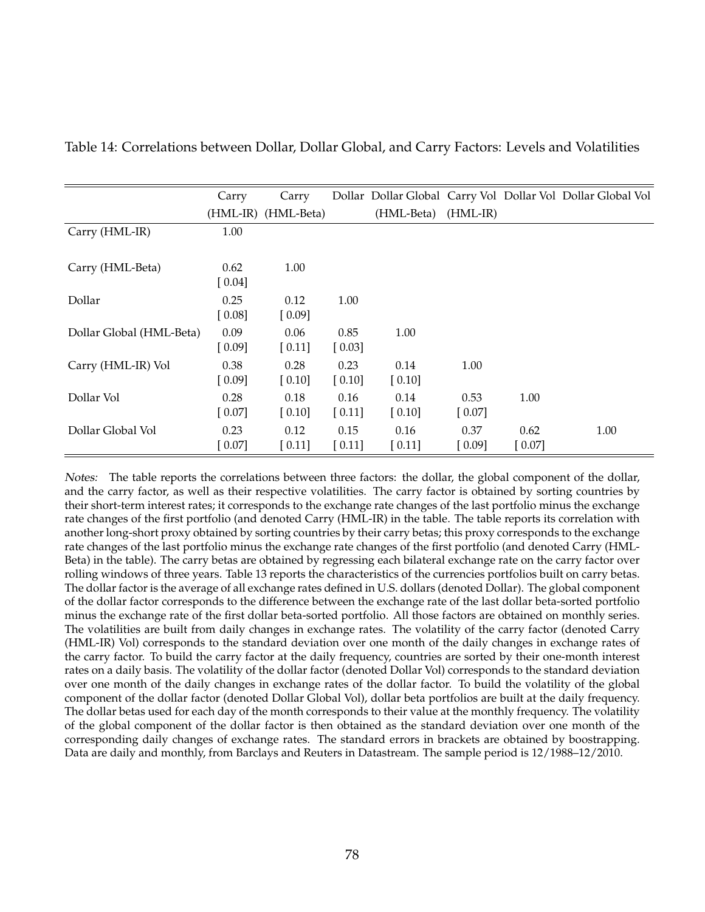Table 14: Correlations between Dollar, Dollar Global, and Carry Factors: Levels and Volatilities

| | Carry (HML-IR) | Carry (HML-Beta) | Dollar | Dollar Global (HML-Beta) | Carry Vol (HML-IR) | Dollar Vol | Dollar Global Vol |
|---|---|---|---|---|---|---|---|
| Carry (HML-IR) | 1.00 | | | | | | |
| Carry (HML-Beta) | 0.62 | 1.00 | | | | | |
| | [ 0.04] | | | | | | |
| Dollar | 0.25 | 0.12 | 1.00 | | | | |
| | [ 0.08] | [ 0.09] | | | | | |
| Dollar Global (HML-Beta) | 0.09 | 0.06 | 0.85 | 1.00 | | | |
| | [ 0.09] | [ 0.11] | [ 0.03] | | | | |
| Carry (HML-IR) Vol | 0.38 | 0.28 | 0.23 | 0.14 | 1.00 | | |
| | [ 0.09] | [ 0.10] | [ 0.10] | [ 0.10] | | | |
| Dollar Vol | 0.28 | 0.18 | 0.16 | 0.14 | 0.53 | 1.00 | |
| | [ 0.07] | [ 0.10] | [ 0.11] | [ 0.10] | [ 0.07] | | |
| Dollar Global Vol | 0.23 | 0.12 | 0.15 | 0.16 | 0.37 | 0.62 | 1.00 |
| | [ 0.07] | [ 0.11] | [ 0.11] | [ 0.11] | [ 0.09] | [ 0.07] | |

*Notes:* The table reports the correlations between three factors: the dollar, the global component of the dollar, and the carry factor, as well as their respective volatilities. The carry factor is obtained by sorting countries by their short-term interest rates; it corresponds to the exchange rate changes of the last portfolio minus the exchange rate changes of the first portfolio (and denoted Carry (HML-IR) in the table. The table reports its correlation with another long-short proxy obtained by sorting countries by their carry betas; this proxy corresponds to the exchange rate changes of the last portfolio minus the exchange rate changes of the first portfolio (and denoted Carry (HML-Beta) in the table). The carry betas are obtained by regressing each bilateral exchange rate on the carry factor over rolling windows of three years. Table 13 reports the characteristics of the currencies portfolios built on carry betas. The dollar factor is the average of all exchange rates defined in U.S. dollars (denoted Dollar). The global component of the dollar factor corresponds to the difference between the exchange rate of the last dollar beta-sorted portfolio minus the exchange rate of the first dollar beta-sorted portfolio. All those factors are obtained on monthly series. The volatilities are built from daily changes in exchange rates. The volatility of the carry factor (denoted Carry (HML-IR) Vol) corresponds to the standard deviation over one month of the daily changes in exchange rates of the carry factor. To build the carry factor at the daily frequency, countries are sorted by their one-month interest rates on a daily basis. The volatility of the dollar factor (denoted Dollar Vol) corresponds to the standard deviation over one month of the daily changes in exchange rates of the dollar factor. To build the volatility of the global component of the dollar factor (denoted Dollar Global Vol), dollar beta portfolios are built at the daily frequency. The dollar betas used for each day of the month corresponds to their value at the monthly frequency. The volatility of the global component of the dollar factor is then obtained as the standard deviation over one month of the corresponding daily changes of exchange rates. The standard errors in brackets are obtained by boostrapping. Data are daily and monthly, from Barclays and Reuters in Datastream. The sample period is 12/1988–12/2010.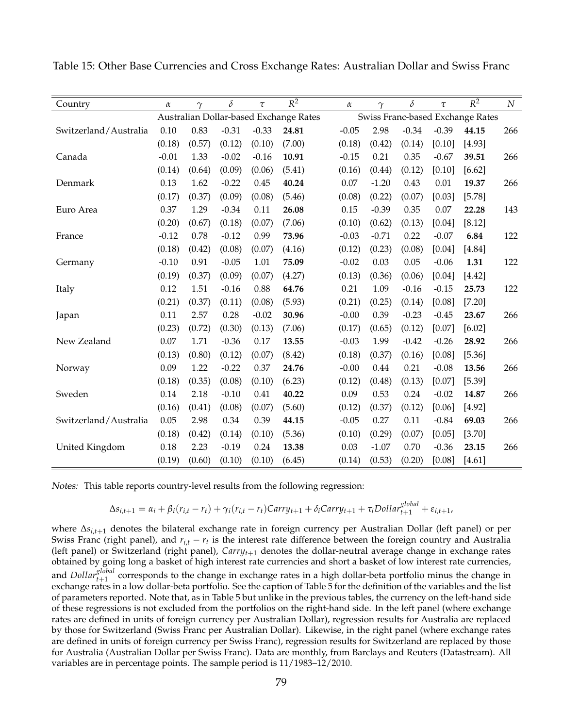Table 15: Other Base Currencies and Cross Exchange Rates: Australian Dollar and Swiss Franc

| Country | $\alpha$ | $\gamma$ | $\delta$ | $\tau$ | $R^2$ | $\alpha$ | $\gamma$ | $\delta$ | $\tau$ | $R^2$ | $N$ |
|---|---|---|---|---|---|---|---|---|---|---|---|
| | Australian Dollar-based Exchange Rates | | | | | Swiss Franc-based Exchange Rates | | | | | |
| Switzerland/Australia | 0.10 | 0.83 | -0.31 | -0.33 | **24.81** | -0.05 | 2.98 | -0.34 | -0.39 | **44.15** | 266 |
| | (0.18) | (0.57) | (0.12) | (0.10) | (7.00) | (0.18) | (0.42) | (0.14) | [0.10] | [4.93] | |
| Canada | -0.01 | 1.33 | -0.02 | -0.16 | **10.91** | -0.15 | 0.21 | 0.35 | -0.67 | **39.51** | 266 |
| | (0.14) | (0.64) | (0.09) | (0.06) | (5.41) | (0.16) | (0.44) | (0.12) | [0.10] | [6.62] | |
| Denmark | 0.13 | 1.62 | -0.22 | 0.45 | **40.24** | 0.07 | -1.20 | 0.43 | 0.01 | **19.37** | 266 |
| | (0.17) | (0.37) | (0.09) | (0.08) | (5.46) | (0.08) | (0.22) | (0.07) | [0.03] | [5.78] | |
| Euro Area | 0.37 | 1.29 | -0.34 | 0.11 | **26.08** | 0.15 | -0.39 | 0.35 | 0.07 | **22.28** | 143 |
| | (0.20) | (0.67) | (0.18) | (0.07) | (7.06) | (0.10) | (0.62) | (0.13) | [0.04] | [8.12] | |
| France | -0.12 | 0.78 | -0.12 | 0.99 | **73.96** | -0.03 | -0.71 | 0.22 | -0.07 | **6.84** | 122 |
| | (0.18) | (0.42) | (0.08) | (0.07) | (4.16) | (0.12) | (0.23) | (0.08) | [0.04] | [4.84] | |
| Germany | -0.10 | 0.91 | -0.05 | 1.01 | **75.09** | -0.02 | 0.03 | 0.05 | -0.06 | **1.31** | 122 |
| | (0.19) | (0.37) | (0.09) | (0.07) | (4.27) | (0.13) | (0.36) | (0.06) | [0.04] | [4.42] | |
| Italy | 0.12 | 1.51 | -0.16 | 0.88 | **64.76** | 0.21 | 1.09 | -0.16 | -0.15 | **25.73** | 122 |
| | (0.21) | (0.37) | (0.11) | (0.08) | (5.93) | (0.21) | (0.25) | (0.14) | [0.08] | [7.20] | |
| Japan | 0.11 | 2.57 | 0.28 | -0.02 | **30.96** | -0.00 | 0.39 | -0.23 | -0.45 | **23.67** | 266 |
| | (0.23) | (0.72) | (0.30) | (0.13) | (7.06) | (0.17) | (0.65) | (0.12) | [0.07] | [6.02] | |
| New Zealand | 0.07 | 1.71 | -0.36 | 0.17 | **13.55** | -0.03 | 1.99 | -0.42 | -0.26 | **28.92** | 266 |
| | (0.13) | (0.80) | (0.12) | (0.07) | (8.42) | (0.18) | (0.37) | (0.16) | [0.08] | [5.36] | |
| Norway | 0.09 | 1.22 | -0.22 | 0.37 | **24.76** | -0.00 | 0.44 | 0.21 | -0.08 | **13.56** | 266 |
| | (0.18) | (0.35) | (0.08) | (0.10) | (6.23) | (0.12) | (0.48) | (0.13) | [0.07] | [5.39] | |
| Sweden | 0.14 | 2.18 | -0.10 | 0.41 | **40.22** | 0.09 | 0.53 | 0.24 | -0.02 | **14.87** | 266 |
| | (0.16) | (0.41) | (0.08) | (0.07) | (5.60) | (0.12) | (0.37) | (0.12) | [0.06] | [4.92] | |
| Switzerland/Australia | 0.05 | 2.98 | 0.34 | 0.39 | **44.15** | -0.05 | 0.27 | 0.11 | -0.84 | **69.03** | 266 |
| | (0.18) | (0.42) | (0.14) | (0.10) | (5.36) | (0.10) | (0.29) | (0.07) | [0.05] | [3.70] | |
| United Kingdom | 0.18 | 2.23 | -0.19 | 0.24 | **13.38** | 0.03 | -1.07 | 0.70 | -0.36 | **23.15** | 266 |
| | (0.19) | (0.60) | (0.10) | (0.10) | (6.45) | (0.14) | (0.53) | (0.20) | [0.08] | [4.61] | |

*Notes:* This table reports country-level results from the following regression:

$$\Delta s_{i,t+1} = \alpha_i + \beta_i(r_{i,t} - r_t) + \gamma_i(r_{i,t} - r_t)Carry_{t+1} + \delta_i Carry_{t+1} + \tau_i Dollar^{global}_{t+1} + \varepsilon_{i,t+1},$$

where $\Delta s_{i,t+1}$ denotes the bilateral exchange rate in foreign currency per Australian Dollar (left panel) or per Swiss Franc (right panel), and $r_{i,t} - r_t$ is the interest rate difference between the foreign country and Australia (left panel) or Switzerland (right panel), $Carry_{t+1}$ denotes the dollar-neutral average change in exchange rates obtained by going long a basket of high interest rate currencies and short a basket of low interest rate currencies, and $Dollar^{global}_{t+1}$ corresponds to the change in exchange rates in a high dollar-beta portfolio minus the change in exchange rates in a low dollar-beta portfolio. See the caption of Table 5 for the definition of the variables and the list of parameters reported. Note that, as in Table 5 but unlike in the previous tables, the currency on the left-hand side of these regressions is not excluded from the portfolios on the right-hand side. In the left panel (where exchange rates are defined in units of foreign currency per Australian Dollar), regression results for Australia are replaced by those for Switzerland (Swiss Franc per Australian Dollar). Likewise, in the right panel (where exchange rates are defined in units of foreign currency per Swiss Franc), regression results for Switzerland are replaced by those for Australia (Australian Dollar per Swiss Franc). Data are monthly, from Barclays and Reuters (Datastream). All variables are in percentage points. The sample period is 11/1983–12/2010.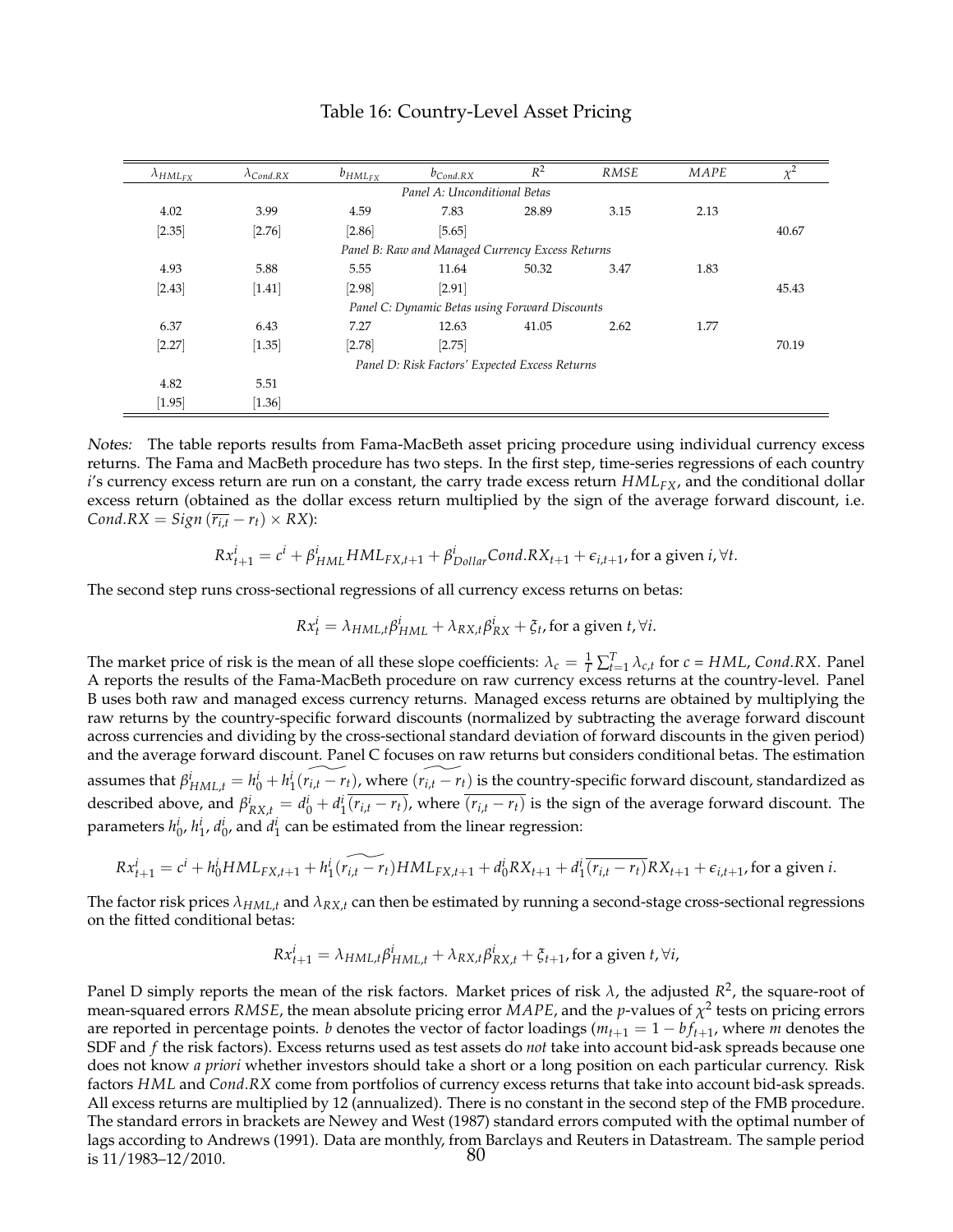# Table 16: Country-Level Asset Pricing

| $\lambda_{HML_{FX}}$ | $\lambda_{Cond.RX}$ | $b_{HML_{FX}}$ | $b_{Cond.RX}$ | $R^2$ | $RMSE$ | $MAPE$ | $\chi^2$ |
|---|---|---|---|---|---|---|---|
| *Panel A: Unconditional Betas* | | | | | | | |
| 4.02 | 3.99 | 4.59 | 7.83 | 28.89 | 3.15 | 2.13 | |
| [2.35] | [2.76] | [2.86] | [5.65] | | | | 40.67 |
| *Panel B: Raw and Managed Currency Excess Returns* | | | | | | | |
| 4.93 | 5.88 | 5.55 | 11.64 | 50.32 | 3.47 | 1.83 | |
| [2.43] | [1.41] | [2.98] | [2.91] | | | | 45.43 |
| *Panel C: Dynamic Betas using Forward Discounts* | | | | | | | |
| 6.37 | 6.43 | 7.27 | 12.63 | 41.05 | 2.62 | 1.77 | |
| [2.27] | [1.35] | [2.78] | [2.75] | | | | 70.19 |
| *Panel D: Risk Factors' Expected Excess Returns* | | | | | | | |
| 4.82 | 5.51 | | | | | | |
| [1.95] | [1.36] | | | | | | |

*Notes:* The table reports results from Fama-MacBeth asset pricing procedure using individual currency excess returns. The Fama and MacBeth procedure has two steps. In the first step, time-series regressions of each country $i$'s currency excess return are run on a constant, the carry trade excess return $HML_{FX}$, and the conditional dollar excess return (obtained as the dollar excess return multiplied by the sign of the average forward discount, i.e. $Cond.RX = Sign\left(\overline{r_{i,t}} - r_t\right) \times RX$):

$$Rx^i_{t+1} = c^i + \beta^i_{HML} HML_{FX,t+1} + \beta^i_{Dollar} Cond.RX_{t+1} + \epsilon_{i,t+1}, \text{for a given } i, \forall t.$$

The second step runs cross-sectional regressions of all currency excess returns on betas:

$$Rx^i_t = \lambda_{HML,t}\beta^i_{HML} + \lambda_{RX,t}\beta^i_{RX} + \xi_t, \text{for a given } t, \forall i.$$

The market price of risk is the mean of all these slope coefficients: $\lambda_c = \frac{1}{T}\sum_{t=1}^{T} \lambda_{c,t}$ for $c$ = $HML$, $Cond.RX$. Panel A reports the results of the Fama-MacBeth procedure on raw currency excess returns at the country-level. Panel B uses both raw and managed excess currency returns. Managed excess returns are obtained by multiplying the raw returns by the country-specific forward discounts (normalized by subtracting the average forward discount across currencies and dividing by the cross-sectional standard deviation of forward discounts in the given period) and the average forward discount. Panel C focuses on raw returns but considers conditional betas. The estimation assumes that $\beta^i_{HML,t} = h^i_0 + h^i_1 \widetilde{(r_{i,t} - r_t)}$, where $\widetilde{(r_{i,t} - r_t)}$ is the country-specific forward discount, standardized as described above, and $\beta^i_{RX,t} = d^i_0 + d^i_1 \overline{(r_{i,t} - r_t)}$, where $\overline{(r_{i,t} - r_t)}$ is the sign of the average forward discount. The parameters $h^i_0$, $h^i_1$, $d^i_0$, and $d^i_1$ can be estimated from the linear regression:

$$Rx^i_{t+1} = c^i + h^i_0 HML_{FX,t+1} + h^i_1 \widetilde{(r_{i,t} - r_t)} HML_{FX,t+1} + d^i_0 RX_{t+1} + d^i_1 \overline{(r_{i,t} - r_t)} RX_{t+1} + \epsilon_{i,t+1}, \text{for a given } i.$$

The factor risk prices $\lambda_{HML,t}$ and $\lambda_{RX,t}$ can then be estimated by running a second-stage cross-sectional regressions on the fitted conditional betas:

$$Rx^i_{t+1} = \lambda_{HML,t}\beta^i_{HML,t} + \lambda_{RX,t}\beta^i_{RX,t} + \xi_{t+1}, \text{for a given } t, \forall i,$$

Panel D simply reports the mean of the risk factors. Market prices of risk $\lambda$, the adjusted $R^2$, the square-root of mean-squared errors $RMSE$, the mean absolute pricing error $MAPE$, and the $p$-values of $\chi^2$ tests on pricing errors are reported in percentage points. $b$ denotes the vector of factor loadings ($m_{t+1} = 1 - bf_{t+1}$, where $m$ denotes the SDF and $f$ the risk factors). Excess returns used as test assets do *not* take into account bid-ask spreads because one does not know *a priori* whether investors should take a short or a long position on each particular currency. Risk factors $HML$ and $Cond.RX$ come from portfolios of currency excess returns that take into account bid-ask spreads. All excess returns are multiplied by 12 (annualized). There is no constant in the second step of the FMB procedure. The standard errors in brackets are Newey and West (1987) standard errors computed with the optimal number of lags according to Andrews (1991). Data are monthly, from Barclays and Reuters in Datastream. The sample period is 11/1983–12/2010.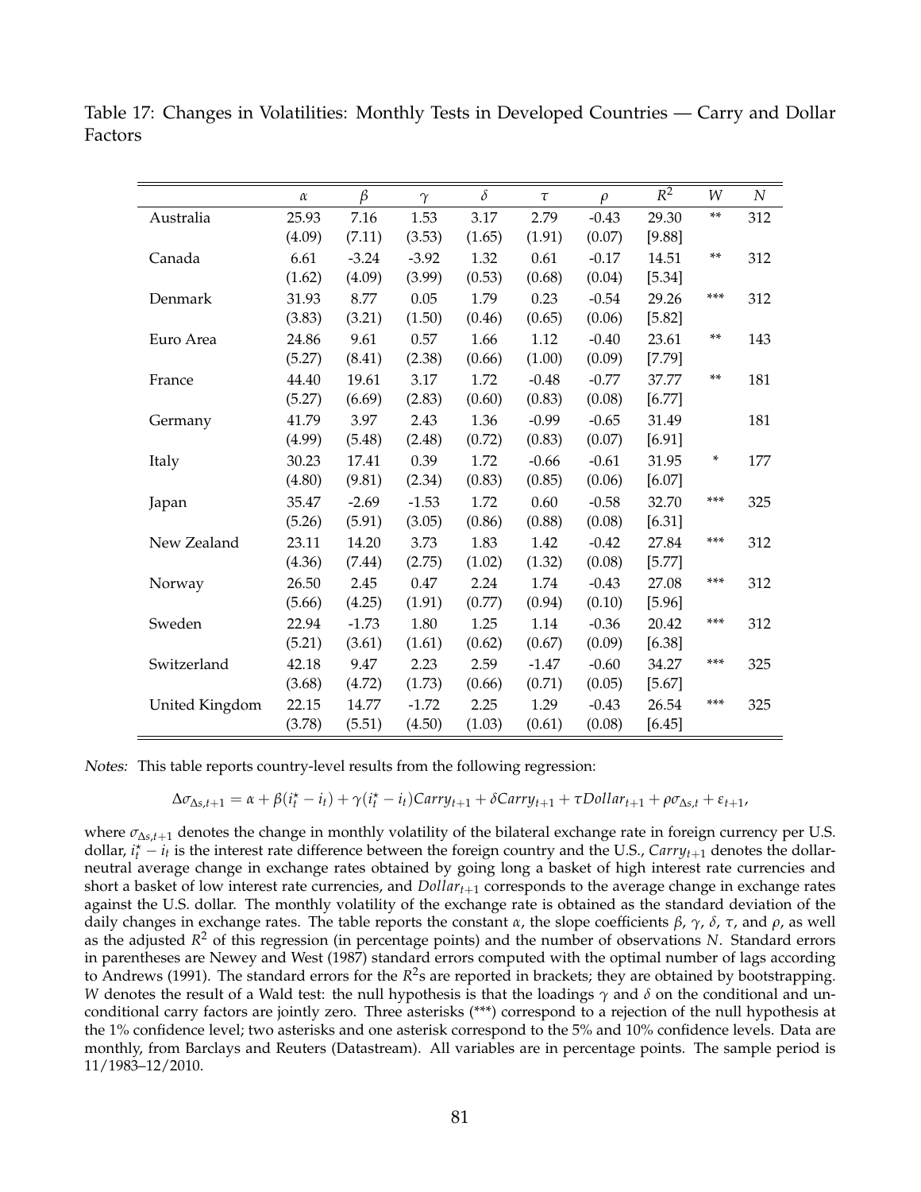Table 17: Changes in Volatilities: Monthly Tests in Developed Countries — Carry and Dollar Factors

| | $\alpha$ | $\beta$ | $\gamma$ | $\delta$ | $\tau$ | $\rho$ | $\overline{R^2}$ | $W$ | $N$ |
|---|---|---|---|---|---|---|---|---|---|
| Australia | 25.93 | 7.16 | 1.53 | 3.17 | 2.79 | -0.43 | 29.30 | ** | 312 |
| | (4.09) | (7.11) | (3.53) | (1.65) | (1.91) | (0.07) | [9.88] | | |
| Canada | 6.61 | -3.24 | -3.92 | 1.32 | 0.61 | -0.17 | 14.51 | ** | 312 |
| | (1.62) | (4.09) | (3.99) | (0.53) | (0.68) | (0.04) | [5.34] | | |
| Denmark | 31.93 | 8.77 | 0.05 | 1.79 | 0.23 | -0.54 | 29.26 | *** | 312 |
| | (3.83) | (3.21) | (1.50) | (0.46) | (0.65) | (0.06) | [5.82] | | |
| Euro Area | 24.86 | 9.61 | 0.57 | 1.66 | 1.12 | -0.40 | 23.61 | ** | 143 |
| | (5.27) | (8.41) | (2.38) | (0.66) | (1.00) | (0.09) | [7.79] | | |
| France | 44.40 | 19.61 | 3.17 | 1.72 | -0.48 | -0.77 | 37.77 | ** | 181 |
| | (5.27) | (6.69) | (2.83) | (0.60) | (0.83) | (0.08) | [6.77] | | |
| Germany | 41.79 | 3.97 | 2.43 | 1.36 | -0.99 | -0.65 | 31.49 | | 181 |
| | (4.99) | (5.48) | (2.48) | (0.72) | (0.83) | (0.07) | [6.91] | | |
| Italy | 30.23 | 17.41 | 0.39 | 1.72 | -0.66 | -0.61 | 31.95 | * | 177 |
| | (4.80) | (9.81) | (2.34) | (0.83) | (0.85) | (0.06) | [6.07] | | |
| Japan | 35.47 | -2.69 | -1.53 | 1.72 | 0.60 | -0.58 | 32.70 | *** | 325 |
| | (5.26) | (5.91) | (3.05) | (0.86) | (0.88) | (0.08) | [6.31] | | |
| New Zealand | 23.11 | 14.20 | 3.73 | 1.83 | 1.42 | -0.42 | 27.84 | *** | 312 |
| | (4.36) | (7.44) | (2.75) | (1.02) | (1.32) | (0.08) | [5.77] | | |
| Norway | 26.50 | 2.45 | 0.47 | 2.24 | 1.74 | -0.43 | 27.08 | *** | 312 |
| | (5.66) | (4.25) | (1.91) | (0.77) | (0.94) | (0.10) | [5.96] | | |
| Sweden | 22.94 | -1.73 | 1.80 | 1.25 | 1.14 | -0.36 | 20.42 | *** | 312 |
| | (5.21) | (3.61) | (1.61) | (0.62) | (0.67) | (0.09) | [6.38] | | |
| Switzerland | 42.18 | 9.47 | 2.23 | 2.59 | -1.47 | -0.60 | 34.27 | *** | 325 |
| | (3.68) | (4.72) | (1.73) | (0.66) | (0.71) | (0.05) | [5.67] | | |
| United Kingdom | 22.15 | 14.77 | -1.72 | 2.25 | 1.29 | -0.43 | 26.54 | *** | 325 |
| | (3.78) | (5.51) | (4.50) | (1.03) | (0.61) | (0.08) | [6.45] | | |

*Notes:* This table reports country-level results from the following regression:

$$\Delta\sigma_{\Delta s,t+1} = \alpha + \beta(i_t^\star - i_t) + \gamma(i_t^\star - i_t)Carry_{t+1} + \delta Carry_{t+1} + \tau Dollar_{t+1} + \rho\sigma_{\Delta s,t} + \varepsilon_{t+1},$$

where $\sigma_{\Delta s,t+1}$ denotes the change in monthly volatility of the bilateral exchange rate in foreign currency per U.S. dollar, $i_t^\star - i_t$ is the interest rate difference between the foreign country and the U.S., $Carry_{t+1}$ denotes the dollar-neutral average change in exchange rates obtained by going long a basket of high interest rate currencies and short a basket of low interest rate currencies, and $Dollar_{t+1}$ corresponds to the average change in exchange rates against the U.S. dollar. The monthly volatility of the exchange rate is obtained as the standard deviation of the daily changes in exchange rates. The table reports the constant $\alpha$, the slope coefficients $\beta$, $\gamma$, $\delta$, $\tau$, and $\rho$, as well as the adjusted $R^2$ of this regression (in percentage points) and the number of observations $N$. Standard errors in parentheses are Newey and West (1987) standard errors computed with the optimal number of lags according to Andrews (1991). The standard errors for the $R^2$s are reported in brackets; they are obtained by bootstrapping. $W$ denotes the result of a Wald test: the null hypothesis is that the loadings $\gamma$ and $\delta$ on the conditional and unconditional carry factors are jointly zero. Three asterisks (***) correspond to a rejection of the null hypothesis at the 1% confidence level; two asterisks and one asterisk correspond to the 5% and 10% confidence levels. Data are monthly, from Barclays and Reuters (Datastream). All variables are in percentage points. The sample period is 11/1983–12/2010.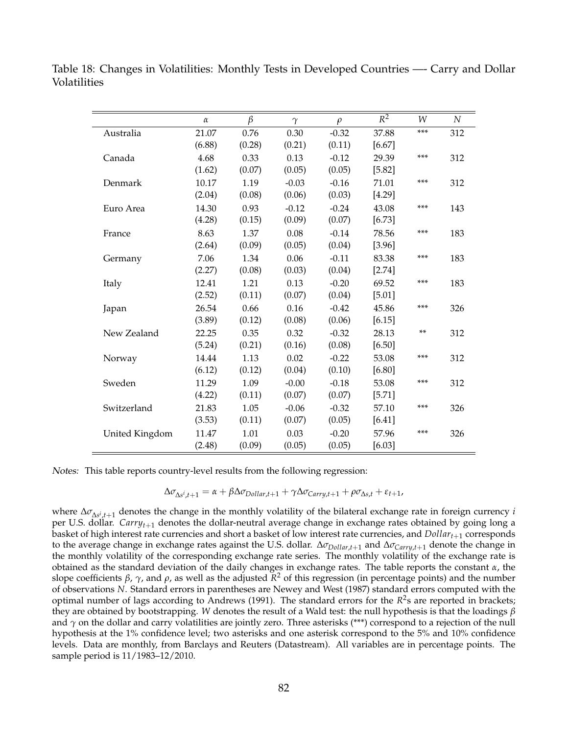Table 18: Changes in Volatilities: Monthly Tests in Developed Countries —- Carry and Dollar Volatilities

| | $\alpha$ | $\beta$ | $\gamma$ | $\rho$ | $\bar{R}^2$ | $W$ | $N$ |
|---|---|---|---|---|---|---|---|
| Australia | 21.07 | 0.76 | 0.30 | -0.32 | 37.88 | *** | 312 |
| | (6.88) | (0.28) | (0.21) | (0.11) | [6.67] | | |
| Canada | 4.68 | 0.33 | 0.13 | -0.12 | 29.39 | *** | 312 |
| | (1.62) | (0.07) | (0.05) | (0.05) | [5.82] | | |
| Denmark | 10.17 | 1.19 | -0.03 | -0.16 | 71.01 | *** | 312 |
| | (2.04) | (0.08) | (0.06) | (0.03) | [4.29] | | |
| Euro Area | 14.30 | 0.93 | -0.12 | -0.24 | 43.08 | *** | 143 |
| | (4.28) | (0.15) | (0.09) | (0.07) | [6.73] | | |
| France | 8.63 | 1.37 | 0.08 | -0.14 | 78.56 | *** | 183 |
| | (2.64) | (0.09) | (0.05) | (0.04) | [3.96] | | |
| Germany | 7.06 | 1.34 | 0.06 | -0.11 | 83.38 | *** | 183 |
| | (2.27) | (0.08) | (0.03) | (0.04) | [2.74] | | |
| Italy | 12.41 | 1.21 | 0.13 | -0.20 | 69.52 | *** | 183 |
| | (2.52) | (0.11) | (0.07) | (0.04) | [5.01] | | |
| Japan | 26.54 | 0.66 | 0.16 | -0.42 | 45.86 | *** | 326 |
| | (3.89) | (0.12) | (0.08) | (0.06) | [6.15] | | |
| New Zealand | 22.25 | 0.35 | 0.32 | -0.32 | 28.13 | ** | 312 |
| | (5.24) | (0.21) | (0.16) | (0.08) | [6.50] | | |
| Norway | 14.44 | 1.13 | 0.02 | -0.22 | 53.08 | *** | 312 |
| | (6.12) | (0.12) | (0.04) | (0.10) | [6.80] | | |
| Sweden | 11.29 | 1.09 | -0.00 | -0.18 | 53.08 | *** | 312 |
| | (4.22) | (0.11) | (0.07) | (0.07) | [5.71] | | |
| Switzerland | 21.83 | 1.05 | -0.06 | -0.32 | 57.10 | *** | 326 |
| | (3.53) | (0.11) | (0.07) | (0.05) | [6.41] | | |
| United Kingdom | 11.47 | 1.01 | 0.03 | -0.20 | 57.96 | *** | 326 |
| | (2.48) | (0.09) | (0.05) | (0.05) | [6.03] | | |

*Notes:* This table reports country-level results from the following regression:

$$\Delta\sigma_{\Delta s^i,t+1} = \alpha + \beta \Delta\sigma_{Dollar,t+1} + \gamma \Delta\sigma_{Carry,t+1} + \rho \sigma_{\Delta s,t} + \varepsilon_{t+1},$$

where $\Delta\sigma_{\Delta s^i,t+1}$ denotes the change in the monthly volatility of the bilateral exchange rate in foreign currency $i$ per U.S. dollar. $Carry_{t+1}$ denotes the dollar-neutral average change in exchange rates obtained by going long a basket of high interest rate currencies and short a basket of low interest rate currencies, and $Dollar_{t+1}$ corresponds to the average change in exchange rates against the U.S. dollar. $\Delta\sigma_{Dollar,t+1}$ and $\Delta\sigma_{Carry,t+1}$ denote the change in the monthly volatility of the corresponding exchange rate series. The monthly volatility of the exchange rate is obtained as the standard deviation of the daily changes in exchange rates. The table reports the constant $\alpha$, the slope coefficients $\beta$, $\gamma$, and $\rho$, as well as the adjusted $\bar{R}^2$ of this regression (in percentage points) and the number of observations $N$. Standard errors in parentheses are Newey and West (1987) standard errors computed with the optimal number of lags according to Andrews (1991). The standard errors for the $R^2$s are reported in brackets; they are obtained by bootstrapping. $W$ denotes the result of a Wald test: the null hypothesis is that the loadings $\beta$ and $\gamma$ on the dollar and carry volatilities are jointly zero. Three asterisks (***) correspond to a rejection of the null hypothesis at the 1% confidence level; two asterisks and one asterisk correspond to the 5% and 10% confidence levels. Data are monthly, from Barclays and Reuters (Datastream). All variables are in percentage points. The sample period is 11/1983–12/2010.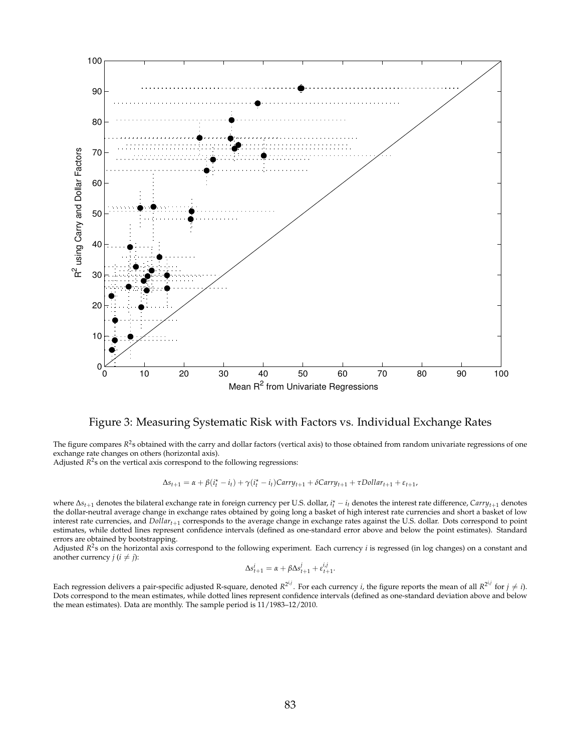Figure 3: Measuring Systematic Risk with Factors vs. Individual Exchange Rates

The figure compares $R^2$s obtained with the carry and dollar factors (vertical axis) to those obtained from random univariate regressions of one exchange rate changes on others (horizontal axis).
Adjusted $R^2$s on the vertical axis correspond to the following regressions:

$$\Delta s_{t+1} = \alpha + \beta(i_t^\star - i_t) + \gamma(i_t^\star - i_t)Carry_{t+1} + \delta Carry_{t+1} + \tau Dollar_{t+1} + \varepsilon_{t+1},$$

where $\Delta s_{t+1}$ denotes the bilateral exchange rate in foreign currency per U.S. dollar, $i_t^\star - i_t$ denotes the interest rate difference, $Carry_{t+1}$ denotes the dollar-neutral average change in exchange rates obtained by going long a basket of high interest rate currencies and short a basket of low interest rate currencies, and $Dollar_{t+1}$ corresponds to the average change in exchange rates against the U.S. dollar. Dots correspond to point estimates, while dotted lines represent confidence intervals (defined as one-standard error above and below the point estimates). Standard errors are obtained by bootstrapping.
Adjusted $R^2$s on the horizontal axis correspond to the following experiment. Each currency $i$ is regressed (in log changes) on a constant and another currency $j$ ($i \neq j$):

$$\Delta s_{t+1}^i = \alpha + \beta \Delta s_{t+1}^j + \varepsilon_{t+1}^{i,j}.$$

Each regression delivers a pair-specific adjusted R-square, denoted $R^{2^{i,j}}$. For each currency $i$, the figure reports the mean of all $R^{2^{i,j}}$ for $j \neq i$). Dots correspond to the mean estimates, while dotted lines represent confidence intervals (defined as one-standard deviation above and below the mean estimates). Data are monthly. The sample period is 11/1983–12/2010.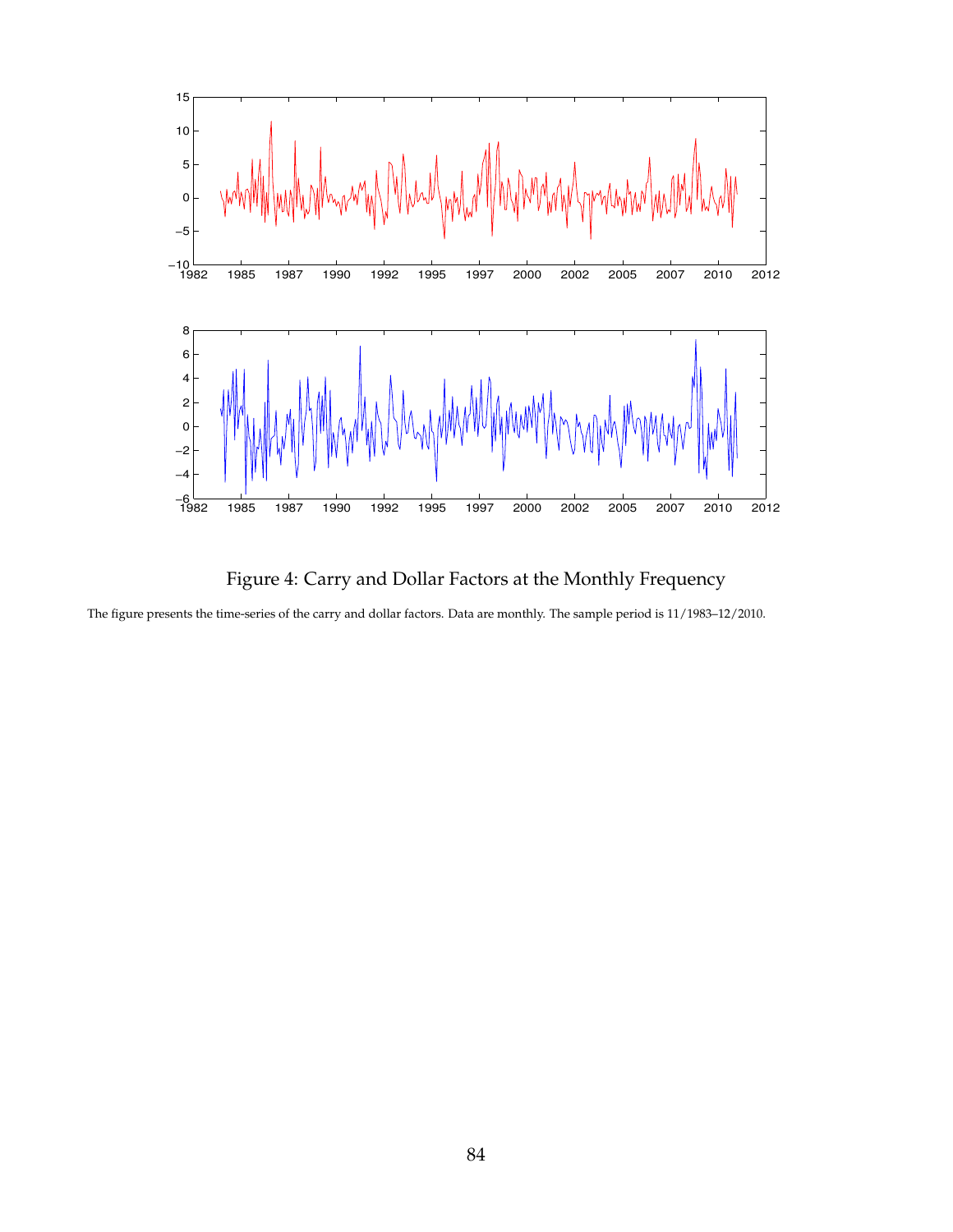Figure 4: Carry and Dollar Factors at the Monthly Frequency

The figure presents the time-series of the carry and dollar factors. Data are monthly. The sample period is 11/1983–12/2010.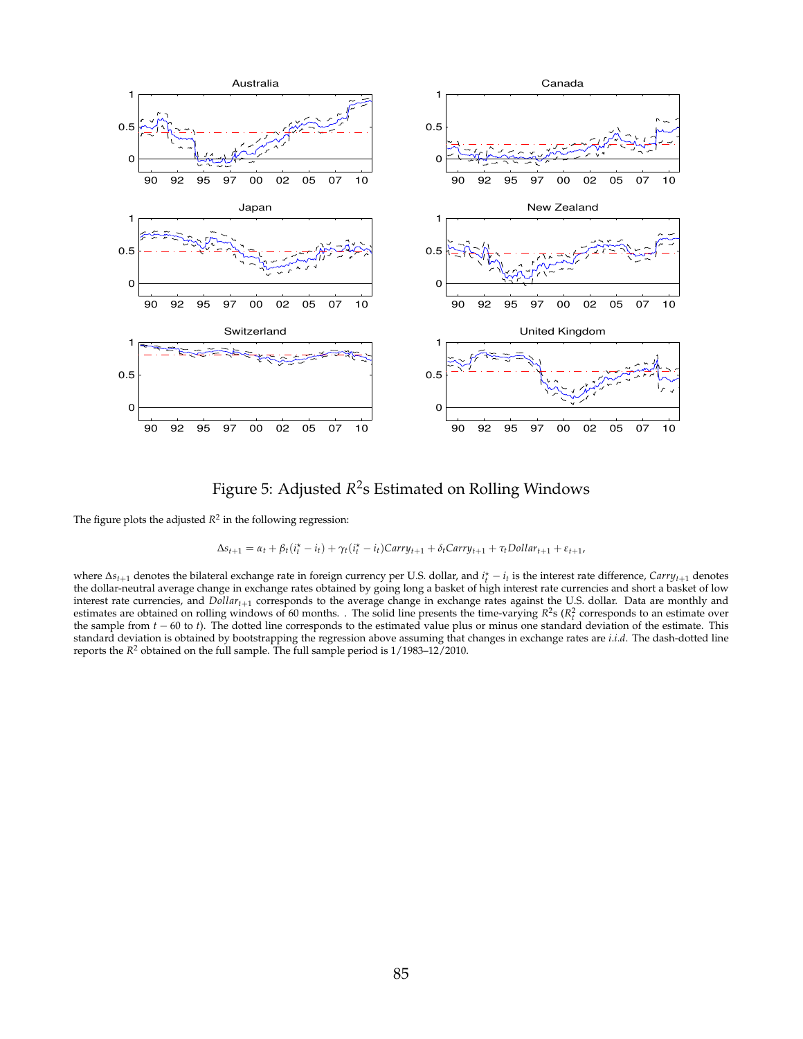Figure 5: Adjusted $R^2$s Estimated on Rolling Windows

The figure plots the adjusted $R^2$ in the following regression:

$$\Delta s_{t+1} = \alpha_t + \beta_t(i_t^\star - i_t) + \gamma_t(i_t^\star - i_t)Carry_{t+1} + \delta_t Carry_{t+1} + \tau_t Dollar_{t+1} + \varepsilon_{t+1},$$

where $\Delta s_{t+1}$ denotes the bilateral exchange rate in foreign currency per U.S. dollar, and $i_t^\star - i_t$ is the interest rate difference, $Carry_{t+1}$ denotes the dollar-neutral average change in exchange rates obtained by going long a basket of high interest rate currencies and short a basket of low interest rate currencies, and $Dollar_{t+1}$ corresponds to the average change in exchange rates against the U.S. dollar. Data are monthly and estimates are obtained on rolling windows of 60 months. . The solid line presents the time-varying $R^2$s ($R_t^2$ corresponds to an estimate over the sample from $t-60$ to $t$). The dotted line corresponds to the estimated value plus or minus one standard deviation of the estimate. This standard deviation is obtained by bootstrapping the regression above assuming that changes in exchange rates are *i.i.d.* The dash-dotted line reports the $R^2$ obtained on the full sample. The full sample period is 1/1983–12/2010.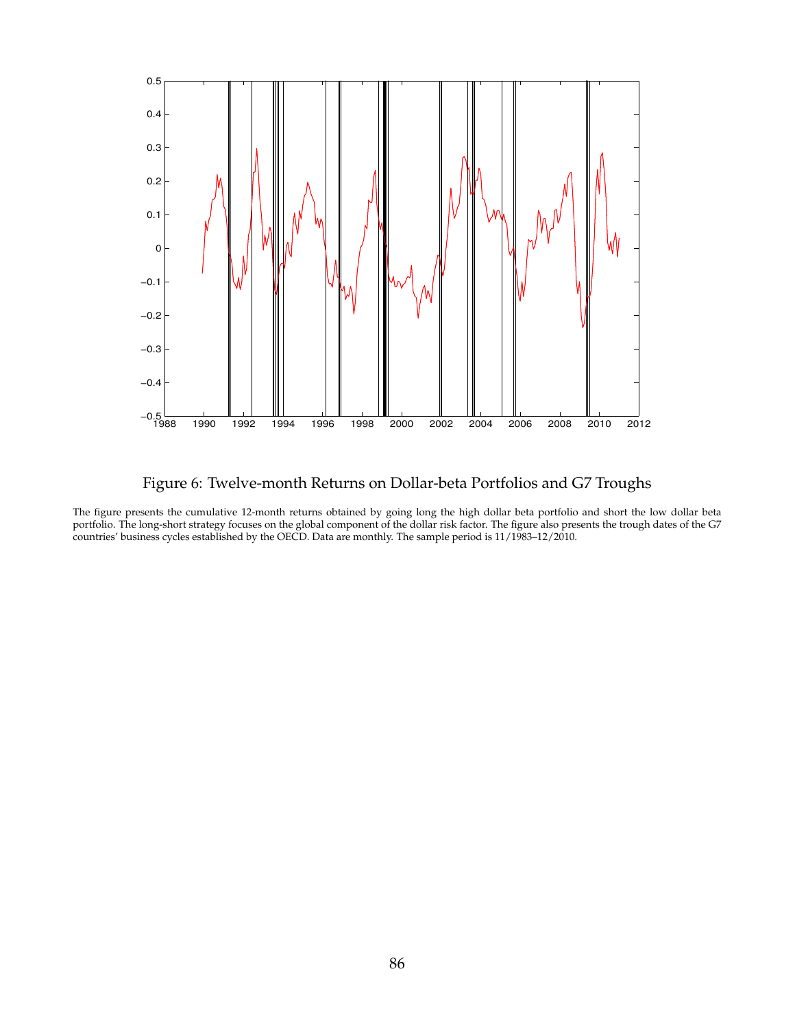0.5
0.4
0.3
0.2
0.1
0
−0.1
−0.2
−0.3
−0.4
−0.5

1988 1990 1992 1994 1996 1998 2000 2002 2004 2006 2008 2010 2012

Figure 6: Twelve-month Returns on Dollar-beta Portfolios and G7 Troughs

The figure presents the cumulative 12-month returns obtained by going long the high dollar beta portfolio and short the low dollar beta portfolio. The long-short strategy focuses on the global component of the dollar risk factor. The figure also presents the trough dates of the G7 countries' business cycles established by the OECD. Data are monthly. The sample period is 11/1983–12/2010.